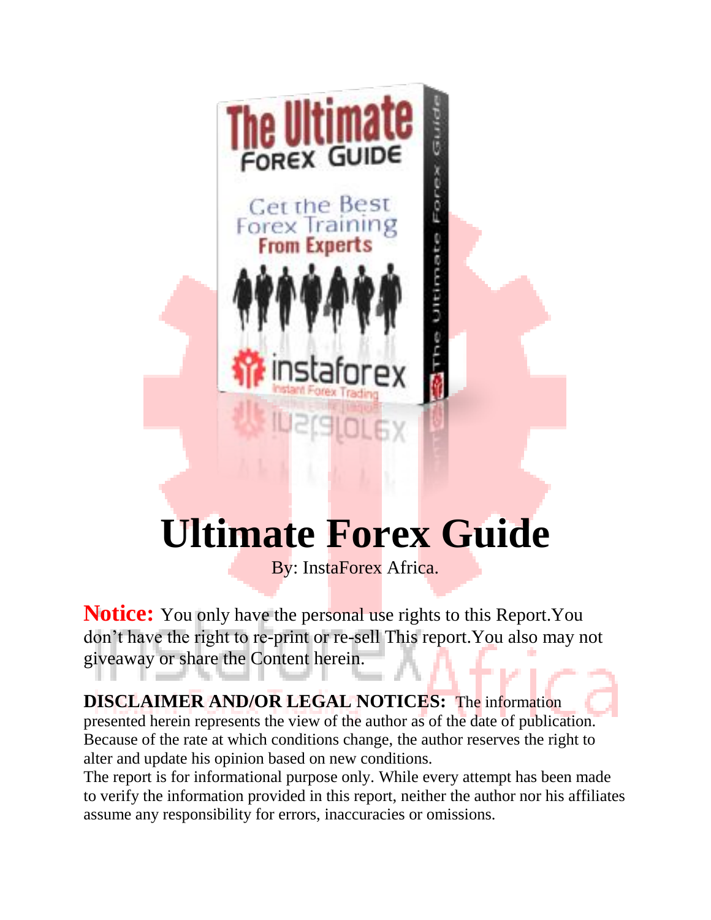# Ultimate Forex Guide

By: InstaForex Africa.

**Notice:** You only have the personal use rights to this Report.You don't have the right to re-print or re-sell This report.You also may not giveaway or share the Content herein.

**DISCLAIMER AND/OR LEGAL NOTICES:** The information presented herein represents the view of the author as of the date of publication. Because of the rate at which conditions change, the author reserves the right to alter and update his opinion based on new conditions.

The report is for informational purpose only. While every attempt has been made to verify the information provided in this report, neither the author nor his affiliates assume any responsibility for errors, inaccuracies or omissions.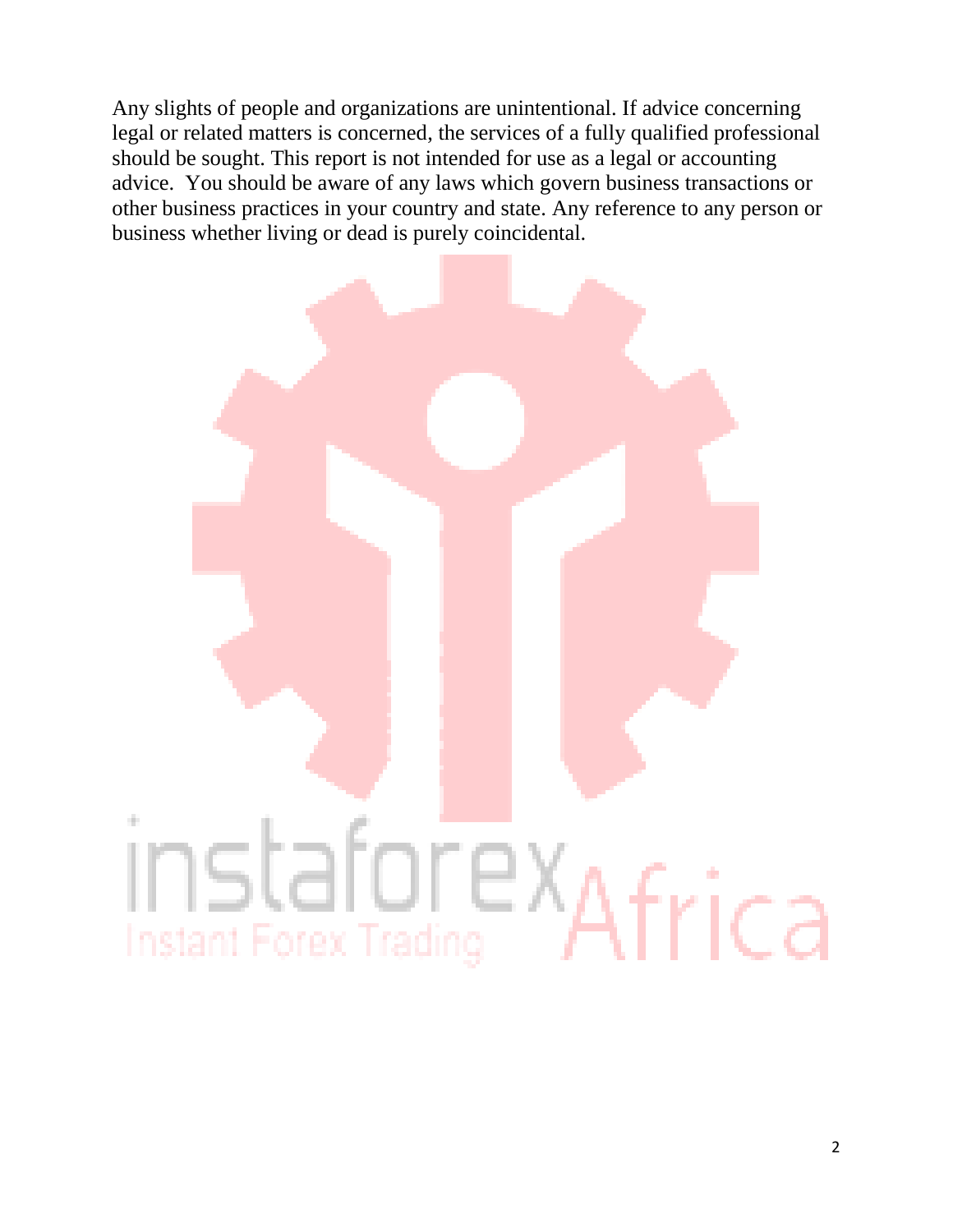Any slights of people and organizations are unintentional. If advice concerning legal or related matters is concerned, the services of a fully qualified professional should be sought. This report is not intended for use as a legal or accounting advice. You should be aware of any laws which govern business transactions or other business practices in your country and state. Any reference to any person or business whether living or dead is purely coincidental.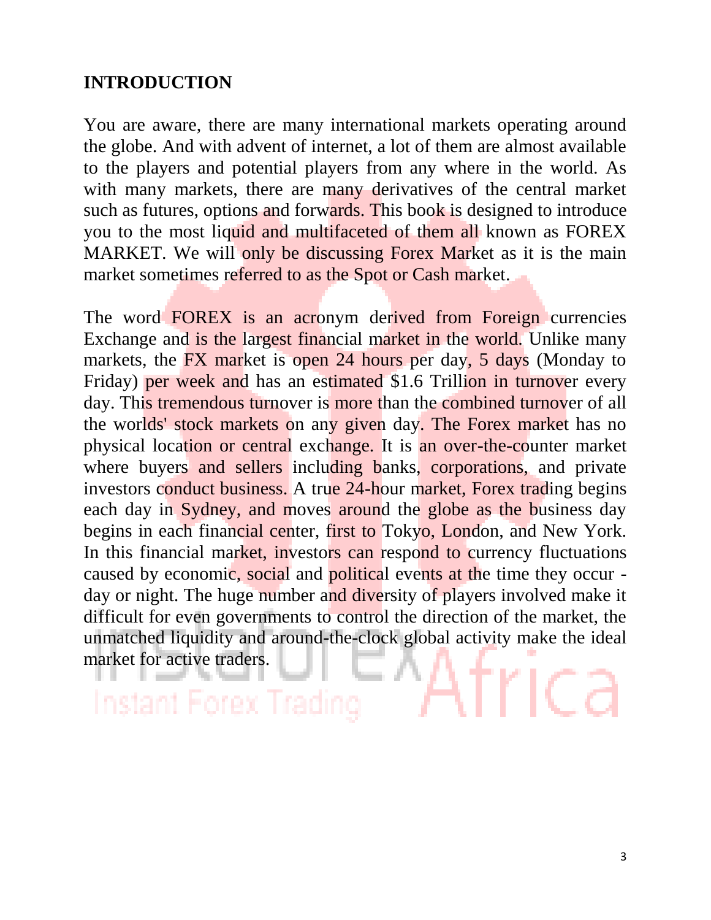## INTRODUCTION

You are aware, there are many international markets operating around the globe. And with advent of internet, a lot of them are almost available to the players and potential players from any where in the world. As with many markets, there are many derivatives of the central market such as futures, options and forwards. This book is designed to introduce you to the most liquid and multifaceted of them all known as FOREX MARKET. We will only be discussing Forex Market as it is the main market sometimes referred to as the Spot or Cash market.

The word FOREX is an acronym derived from Foreign currencies Exchange and is the largest financial market in the world. Unlike many markets, the FX market is open 24 hours per day, 5 days (Monday to Friday) per week and has an estimated $1.6 Trillion in turnover every day. This tremendous turnover is more than the combined turnover of all the worlds' stock markets on any given day. The Forex market has no physical location or central exchange. It is an over-the-counter market where buyers and sellers including banks, corporations, and private investors conduct business. A true 24-hour market, Forex trading begins each day in Sydney, and moves around the globe as the business day begins in each financial center, first to Tokyo, London, and New York. In this financial market, investors can respond to currency fluctuations caused by economic, social and political events at the time they occur - day or night. The huge number and diversity of players involved make it difficult for even governments to control the direction of the market, the unmatched liquidity and around-the-clock global activity make the ideal market for active traders.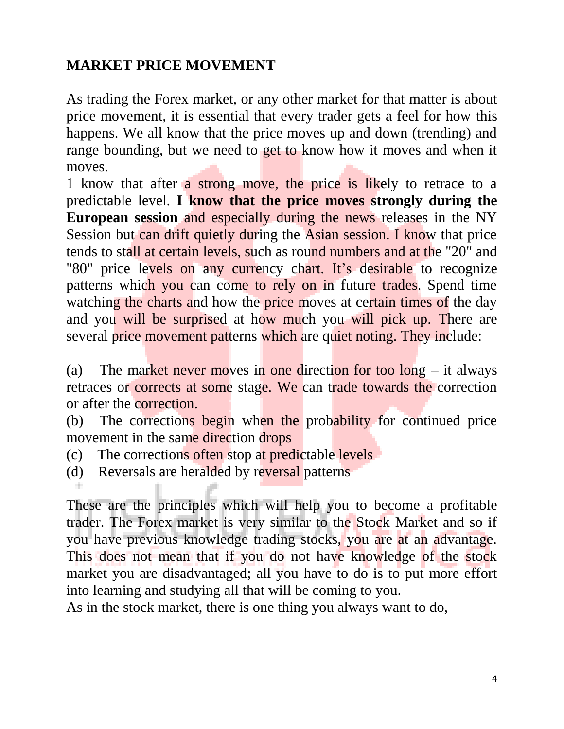## MARKET PRICE MOVEMENT

As trading the Forex market, or any other market for that matter is about price movement, it is essential that every trader gets a feel for how this happens. We all know that the price moves up and down (trending) and range bounding, but we need to get to know how it moves and when it moves.

1 know that after a strong move, the price is likely to retrace to a predictable level. **I know that the price moves strongly during the European session** and especially during the news releases in the NY Session but can drift quietly during the Asian session. I know that price tends to stall at certain levels, such as round numbers and at the "20" and "80" price levels on any currency chart. It's desirable to recognize patterns which you can come to rely on in future trades. Spend time watching the charts and how the price moves at certain times of the day and you will be surprised at how much you will pick up. There are several price movement patterns which are quiet noting. They include:

(a) The market never moves in one direction for too long – it always retraces or corrects at some stage. We can trade towards the correction or after the correction.
(b) The corrections begin when the probability for continued price movement in the same direction drops
(c) The corrections often stop at predictable levels
(d) Reversals are heralded by reversal patterns

These are the principles which will help you to become a profitable trader. The Forex market is very similar to the Stock Market and so if you have previous knowledge trading stocks, you are at an advantage. This does not mean that if you do not have knowledge of the stock market you are disadvantaged; all you have to do is to put more effort into learning and studying all that will be coming to you.

As in the stock market, there is one thing you always want to do,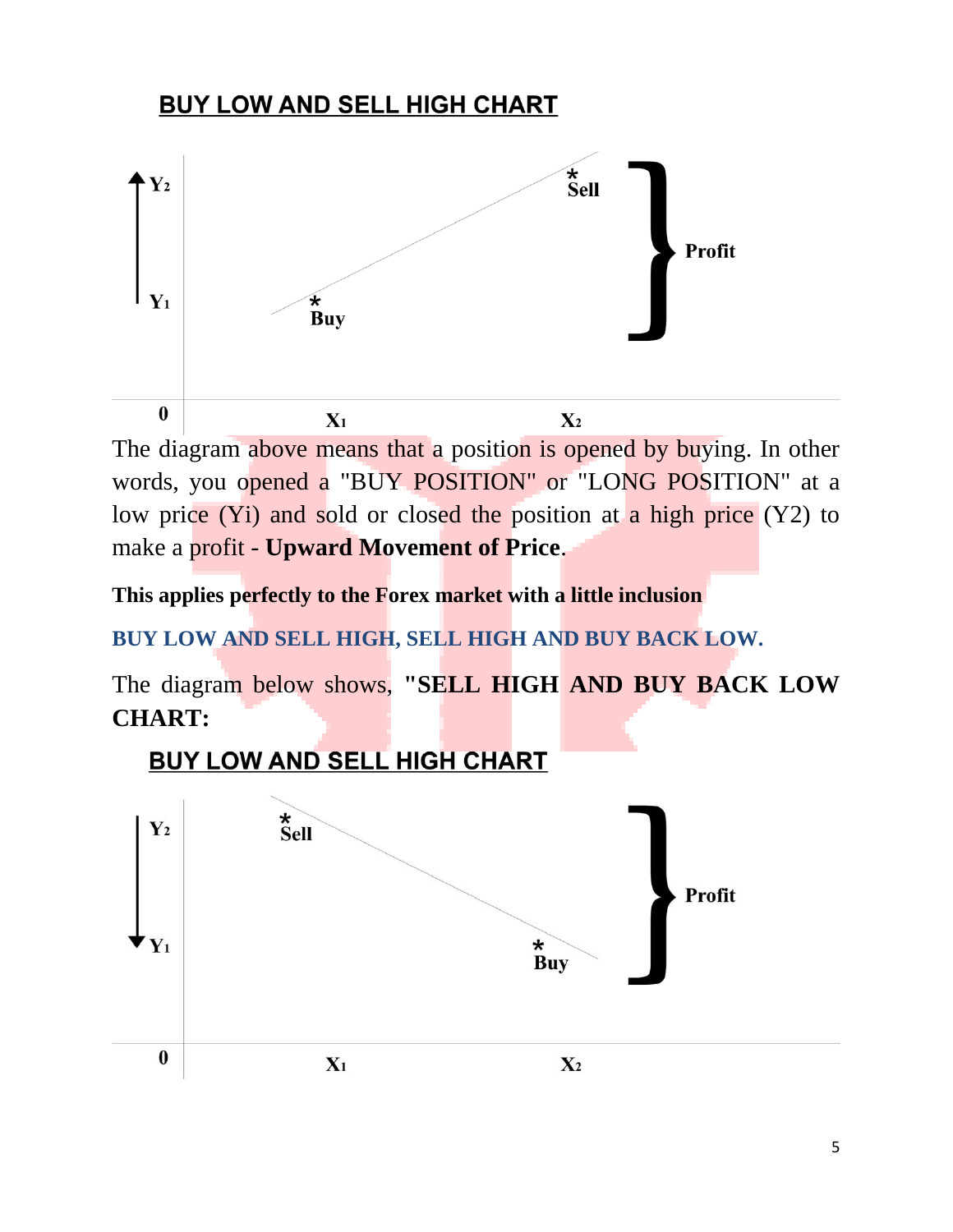## BUY LOW AND SELL HIGH CHART

$Y_2$

$Y_1$

\* Sell

\* Buy

Profit

0 $X_1$ $X_2$

The diagram above means that a position is opened by buying. In other words, you opened a "BUY POSITION" or "LONG POSITION" at a low price (Yi) and sold or closed the position at a high price (Y2) to make a profit - **Upward Movement of Price**.

**This applies perfectly to the Forex market with a little inclusion**

**BUY LOW AND SELL HIGH, SELL HIGH AND BUY BACK LOW.**

The diagram below shows, **"SELL HIGH AND BUY BACK LOW CHART:**

## BUY LOW AND SELL HIGH CHART

$Y_2$

$Y_1$

\* Sell

\* Buy

Profit

0 $X_1$ $X_2$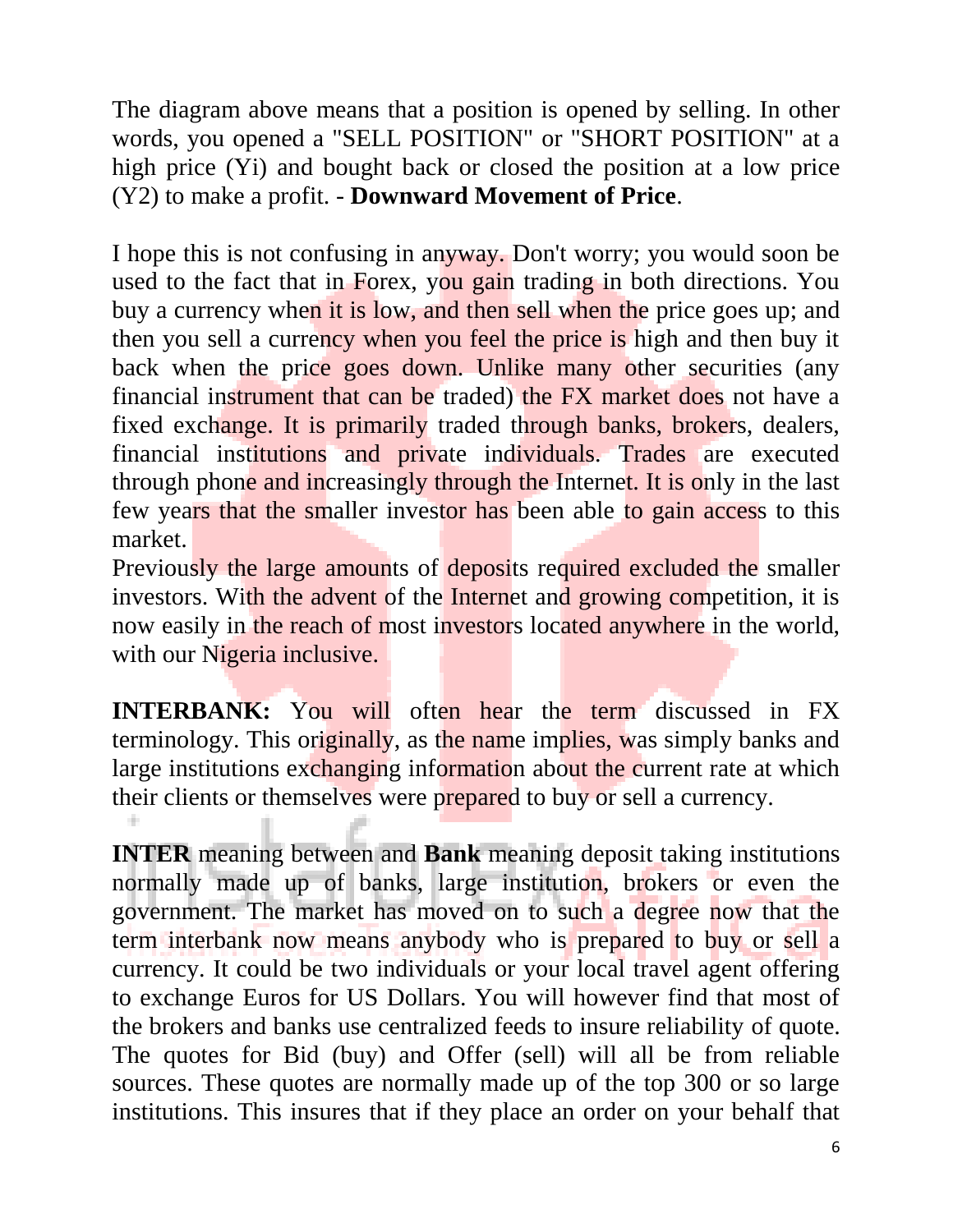The diagram above means that a position is opened by selling. In other words, you opened a "SELL POSITION" or "SHORT POSITION" at a high price (Yi) and bought back or closed the position at a low price (Y2) to make a profit. - **Downward Movement of Price**.

I hope this is not confusing in anyway. Don't worry; you would soon be used to the fact that in Forex, you gain trading in both directions. You buy a currency when it is low, and then sell when the price goes up; and then you sell a currency when you feel the price is high and then buy it back when the price goes down. Unlike many other securities (any financial instrument that can be traded) the FX market does not have a fixed exchange. It is primarily traded through banks, brokers, dealers, financial institutions and private individuals. Trades are executed through phone and increasingly through the Internet. It is only in the last few years that the smaller investor has been able to gain access to this market.
Previously the large amounts of deposits required excluded the smaller investors. With the advent of the Internet and growing competition, it is now easily in the reach of most investors located anywhere in the world, with our Nigeria inclusive.

**INTERBANK:** You will often hear the term discussed in FX terminology. This originally, as the name implies, was simply banks and large institutions exchanging information about the current rate at which their clients or themselves were prepared to buy or sell a currency.

**INTER** meaning between and **Bank** meaning deposit taking institutions normally made up of banks, large institution, brokers or even the government. The market has moved on to such a degree now that the term interbank now means anybody who is prepared to buy or sell a currency. It could be two individuals or your local travel agent offering to exchange Euros for US Dollars. You will however find that most of the brokers and banks use centralized feeds to insure reliability of quote. The quotes for Bid (buy) and Offer (sell) will all be from reliable sources. These quotes are normally made up of the top 300 or so large institutions. This insures that if they place an order on your behalf that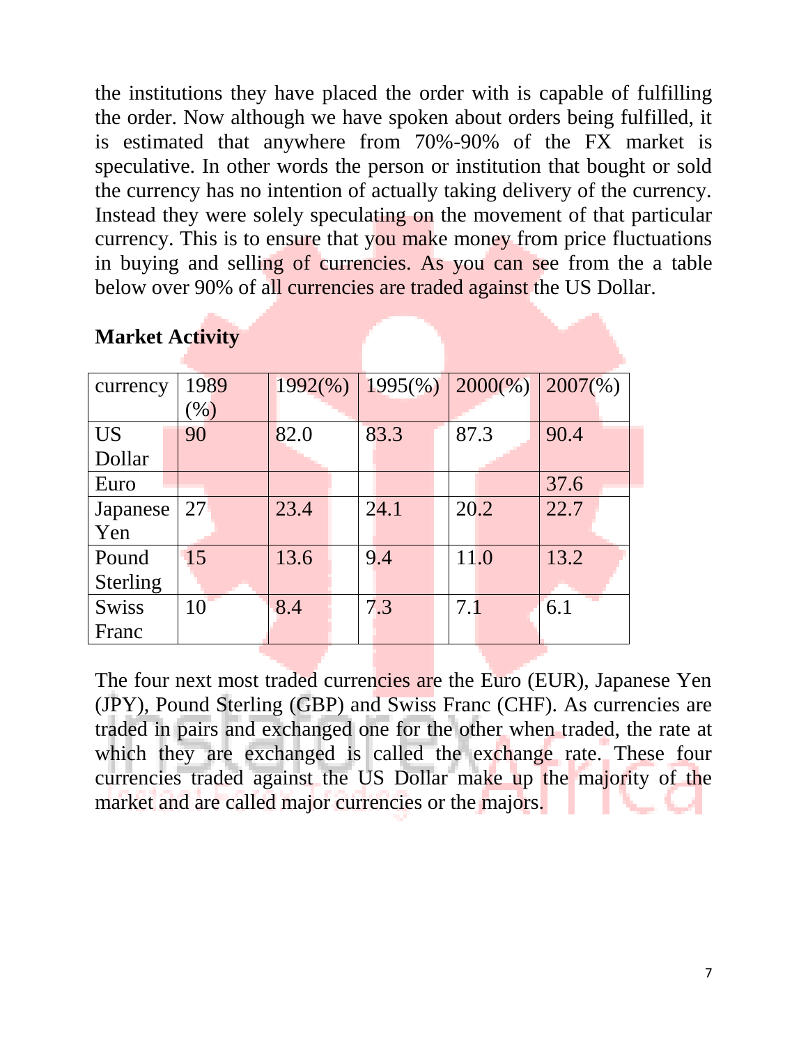the institutions they have placed the order with is capable of fulfilling the order. Now although we have spoken about orders being fulfilled, it is estimated that anywhere from 70%-90% of the FX market is speculative. In other words the person or institution that bought or sold the currency has no intention of actually taking delivery of the currency. Instead they were solely speculating on the movement of that particular currency. This is to ensure that you make money from price fluctuations in buying and selling of currencies. As you can see from the a table below over 90% of all currencies are traded against the US Dollar.

**Market Activity**

| currency | 1989 (%) | 1992(%) | 1995(%) | 2000(%) | 2007(%) |
|---|---|---|---|---|---|
| US Dollar | 90 | 82.0 | 83.3 | 87.3 | 90.4 |
| Euro | | | | | 37.6 |
| Japanese Yen | 27 | 23.4 | 24.1 | 20.2 | 22.7 |
| Pound Sterling | 15 | 13.6 | 9.4 | 11.0 | 13.2 |
| Swiss Franc | 10 | 8.4 | 7.3 | 7.1 | 6.1 |

The four next most traded currencies are the Euro (EUR), Japanese Yen (JPY), Pound Sterling (GBP) and Swiss Franc (CHF). As currencies are traded in pairs and exchanged one for the other when traded, the rate at which they are exchanged is called the exchange rate. These four currencies traded against the US Dollar make up the majority of the market and are called major currencies or the majors.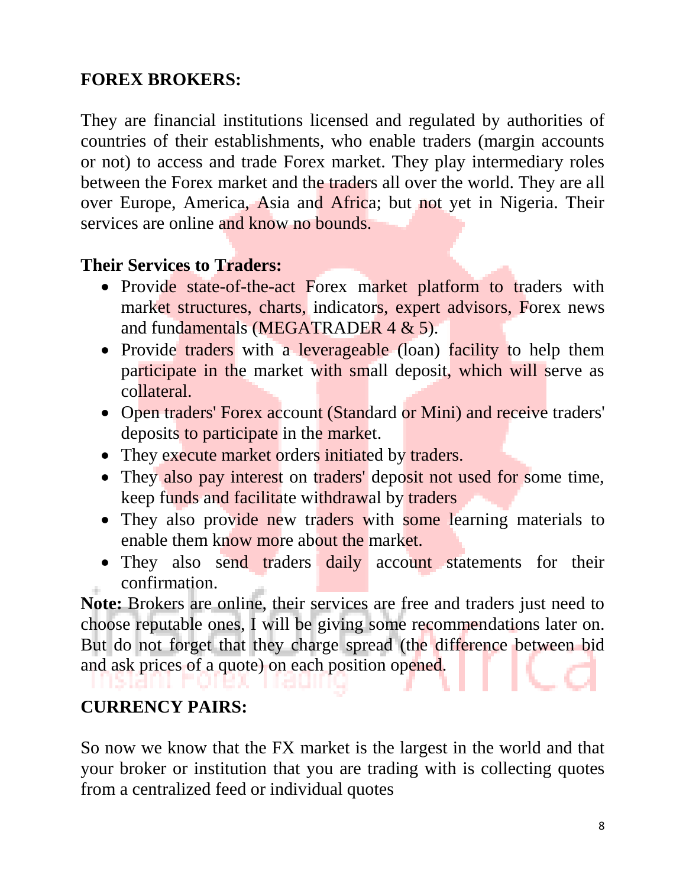## FOREX BROKERS:

They are financial institutions licensed and regulated by authorities of countries of their establishments, who enable traders (margin accounts or not) to access and trade Forex market. They play intermediary roles between the Forex market and the traders all over the world. They are all over Europe, America, Asia and Africa; but not yet in Nigeria. Their services are online and know no bounds.

### Their Services to Traders:

- Provide state-of-the-act Forex market platform to traders with market structures, charts, indicators, expert advisors, Forex news and fundamentals (MEGATRADER 4 & 5).
- Provide traders with a leverageable (loan) facility to help them participate in the market with small deposit, which will serve as collateral.
- Open traders' Forex account (Standard or Mini) and receive traders' deposits to participate in the market.
- They execute market orders initiated by traders.
- They also pay interest on traders' deposit not used for some time, keep funds and facilitate withdrawal by traders
- They also provide new traders with some learning materials to enable them know more about the market.
- They also send traders daily account statements for their confirmation.

**Note:** Brokers are online, their services are free and traders just need to choose reputable ones, I will be giving some recommendations later on. But do not forget that they charge spread (the difference between bid and ask prices of a quote) on each position opened.

## CURRENCY PAIRS:

So now we know that the FX market is the largest in the world and that your broker or institution that you are trading with is collecting quotes from a centralized feed or individual quotes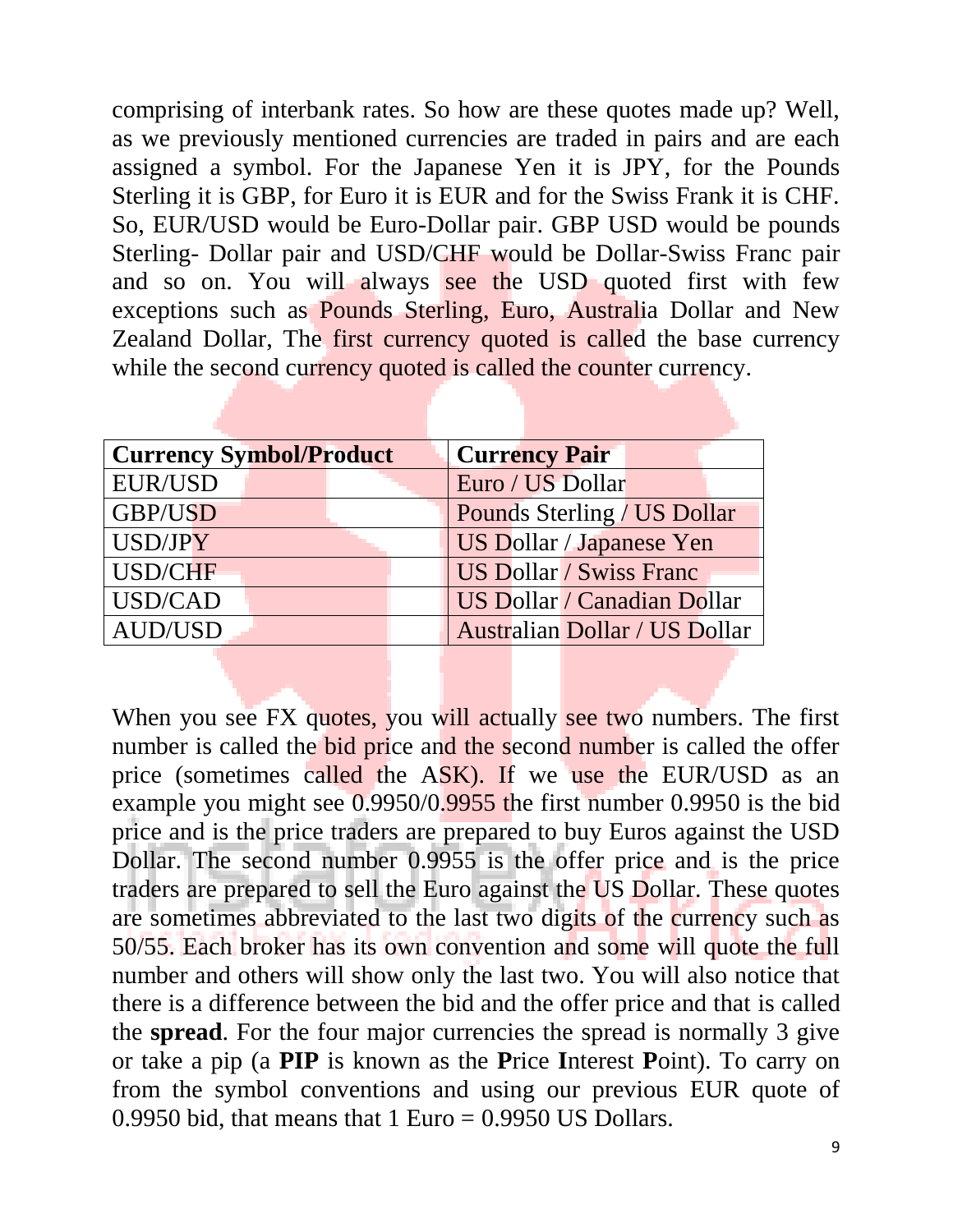comprising of interbank rates. So how are these quotes made up? Well, as we previously mentioned currencies are traded in pairs and are each assigned a symbol. For the Japanese Yen it is JPY, for the Pounds Sterling it is GBP, for Euro it is EUR and for the Swiss Frank it is CHF. So, EUR/USD would be Euro-Dollar pair. GBP USD would be pounds Sterling- Dollar pair and USD/CHF would be Dollar-Swiss Franc pair and so on. You will always see the USD quoted first with few exceptions such as Pounds Sterling, Euro, Australia Dollar and New Zealand Dollar, The first currency quoted is called the base currency while the second currency quoted is called the counter currency.

| Currency Symbol/Product | Currency Pair |
|---|---|
| EUR/USD | Euro / US Dollar |
| GBP/USD | Pounds Sterling / US Dollar |
| USD/JPY | US Dollar / Japanese Yen |
| USD/CHF | US Dollar / Swiss Franc |
| USD/CAD | US Dollar / Canadian Dollar |
| AUD/USD | Australian Dollar / US Dollar |

When you see FX quotes, you will actually see two numbers. The first number is called the bid price and the second number is called the offer price (sometimes called the ASK). If we use the EUR/USD as an example you might see 0.9950/0.9955 the first number 0.9950 is the bid price and is the price traders are prepared to buy Euros against the USD Dollar. The second number 0.9955 is the offer price and is the price traders are prepared to sell the Euro against the US Dollar. These quotes are sometimes abbreviated to the last two digits of the currency such as 50/55. Each broker has its own convention and some will quote the full number and others will show only the last two. You will also notice that there is a difference between the bid and the offer price and that is called the **spread**. For the four major currencies the spread is normally 3 give or take a pip (a **PIP** is known as the **P**rice **I**nterest **P**oint). To carry on from the symbol conventions and using our previous EUR quote of 0.9950 bid, that means that 1 Euro = 0.9950 US Dollars.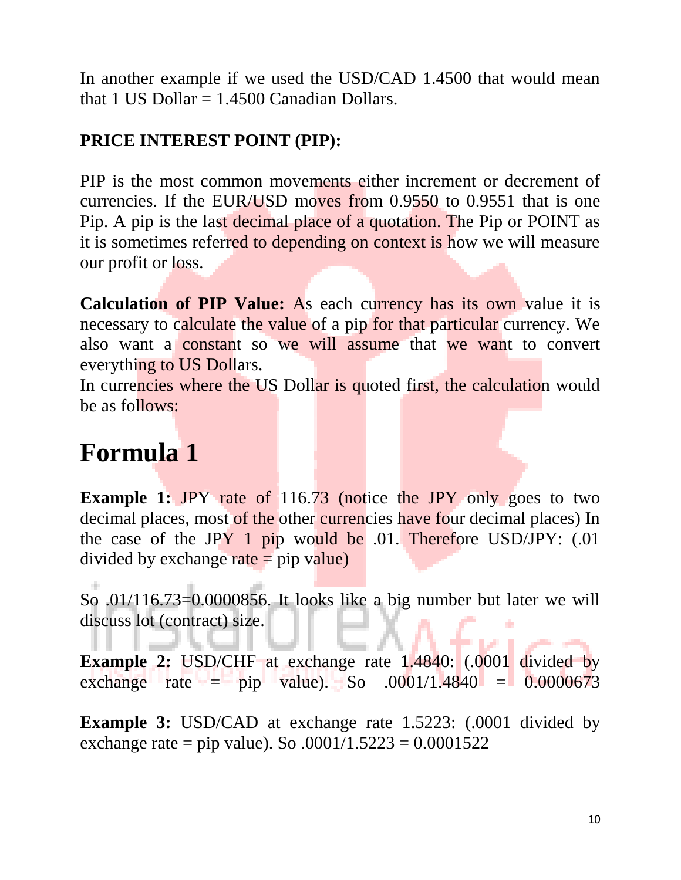In another example if we used the USD/CAD 1.4500 that would mean that 1 US Dollar = 1.4500 Canadian Dollars.

**PRICE INTEREST POINT (PIP):**

PIP is the most common movements either increment or decrement of currencies. If the EUR/USD moves from 0.9550 to 0.9551 that is one Pip. A pip is the last decimal place of a quotation. The Pip or POINT as it is sometimes referred to depending on context is how we will measure our profit or loss.

**Calculation of PIP Value:** As each currency has its own value it is necessary to calculate the value of a pip for that particular currency. We also want a constant so we will assume that we want to convert everything to US Dollars.
In currencies where the US Dollar is quoted first, the calculation would be as follows:

# Formula 1

**Example 1:** JPY rate of 116.73 (notice the JPY only goes to two decimal places, most of the other currencies have four decimal places) In the case of the JPY 1 pip would be .01. Therefore USD/JPY: (.01 divided by exchange rate = pip value)

So .01/116.73=0.0000856. It looks like a big number but later we will discuss lot (contract) size.

**Example 2:** USD/CHF at exchange rate 1.4840: (.0001 divided by exchange rate = pip value). So .0001/1.4840 = 0.0000673

**Example 3:** USD/CAD at exchange rate 1.5223: (.0001 divided by exchange rate = pip value). So .0001/1.5223 = 0.0001522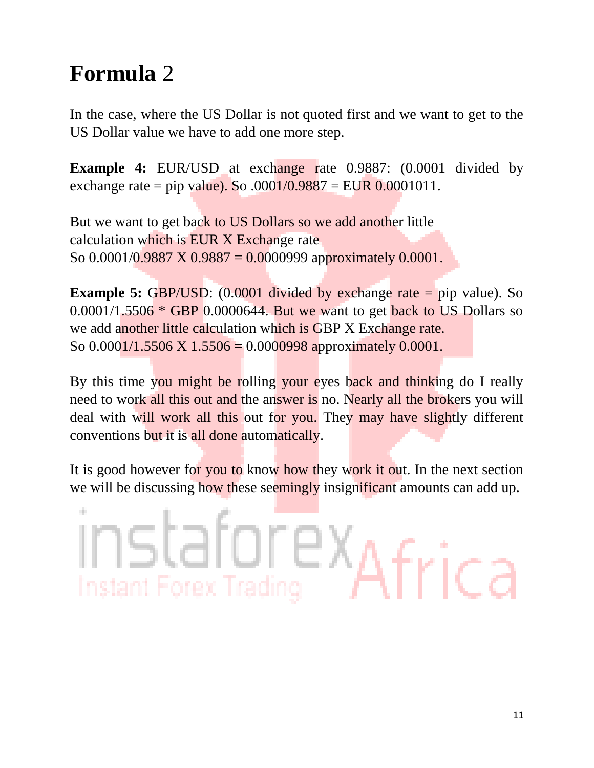# **Formula** 2

In the case, where the US Dollar is not quoted first and we want to get to the US Dollar value we have to add one more step.

**Example 4:** EUR/USD at exchange rate 0.9887: (0.0001 divided by exchange rate = pip value). So .0001/0.9887 = EUR 0.0001011.

But we want to get back to US Dollars so we add another little calculation which is EUR X Exchange rate
So 0.0001/0.9887 X 0.9887 = 0.0000999 approximately 0.0001.

**Example 5:** GBP/USD: (0.0001 divided by exchange rate = pip value). So 0.0001/1.5506 * GBP 0.0000644. But we want to get back to US Dollars so we add another little calculation which is GBP X Exchange rate.
So 0.0001/1.5506 X 1.5506 = 0.0000998 approximately 0.0001.

By this time you might be rolling your eyes back and thinking do I really need to work all this out and the answer is no. Nearly all the brokers you will deal with will work all this out for you. They may have slightly different conventions but it is all done automatically.

It is good however for you to know how they work it out. In the next section we will be discussing how these seemingly insignificant amounts can add up.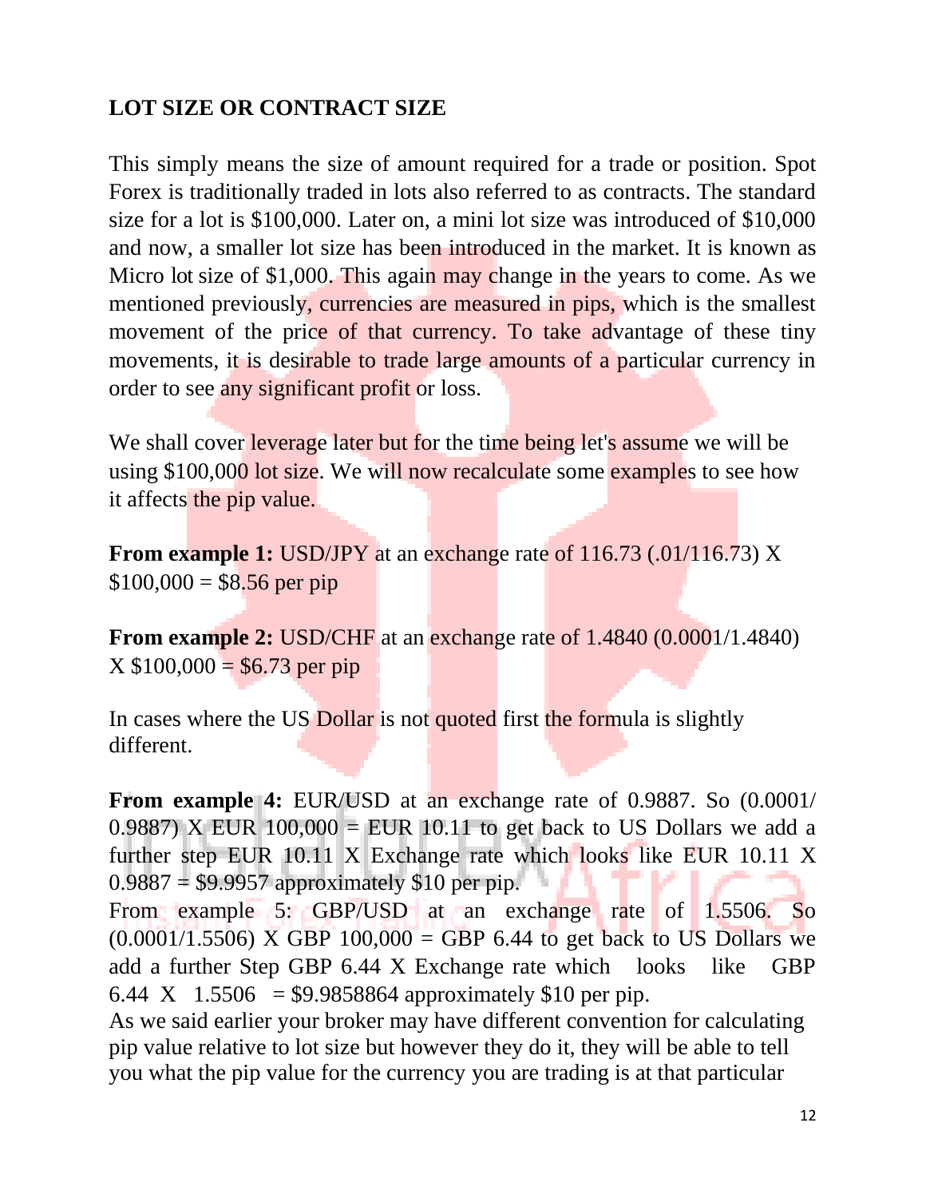## LOT SIZE OR CONTRACT SIZE

This simply means the size of amount required for a trade or position. Spot Forex is traditionally traded in lots also referred to as contracts. The standard size for a lot is $100,000. Later on, a mini lot size was introduced of $10,000 and now, a smaller lot size has been introduced in the market. It is known as Micro lot size of $1,000. This again may change in the years to come. As we mentioned previously, currencies are measured in pips, which is the smallest movement of the price of that currency. To take advantage of these tiny movements, it is desirable to trade large amounts of a particular currency in order to see any significant profit or loss.

We shall cover leverage later but for the time being let's assume we will be using $100,000 lot size. We will now recalculate some examples to see how it affects the pip value.

**From example 1:** USD/JPY at an exchange rate of 116.73 (.01/116.73) X $100,000 = $8.56 per pip

**From example 2:** USD/CHF at an exchange rate of 1.4840 (0.0001/1.4840) X $100,000 = $6.73 per pip

In cases where the US Dollar is not quoted first the formula is slightly different.

**From example 4:** EUR/USD at an exchange rate of 0.9887. So (0.0001/ 0.9887) X EUR 100,000 = EUR 10.11 to get back to US Dollars we add a further step EUR 10.11 X Exchange rate which looks like EUR 10.11 X 0.9887 = $9.9957 approximately $10 per pip.

From example 5: GBP/USD at an exchange rate of 1.5506. So (0.0001/1.5506) X GBP 100,000 = GBP 6.44 to get back to US Dollars we add a further Step GBP 6.44 X Exchange rate which looks like GBP 6.44 X 1.5506 = $9.9858864 approximately $10 per pip.

As we said earlier your broker may have different convention for calculating pip value relative to lot size but however they do it, they will be able to tell you what the pip value for the currency you are trading is at that particular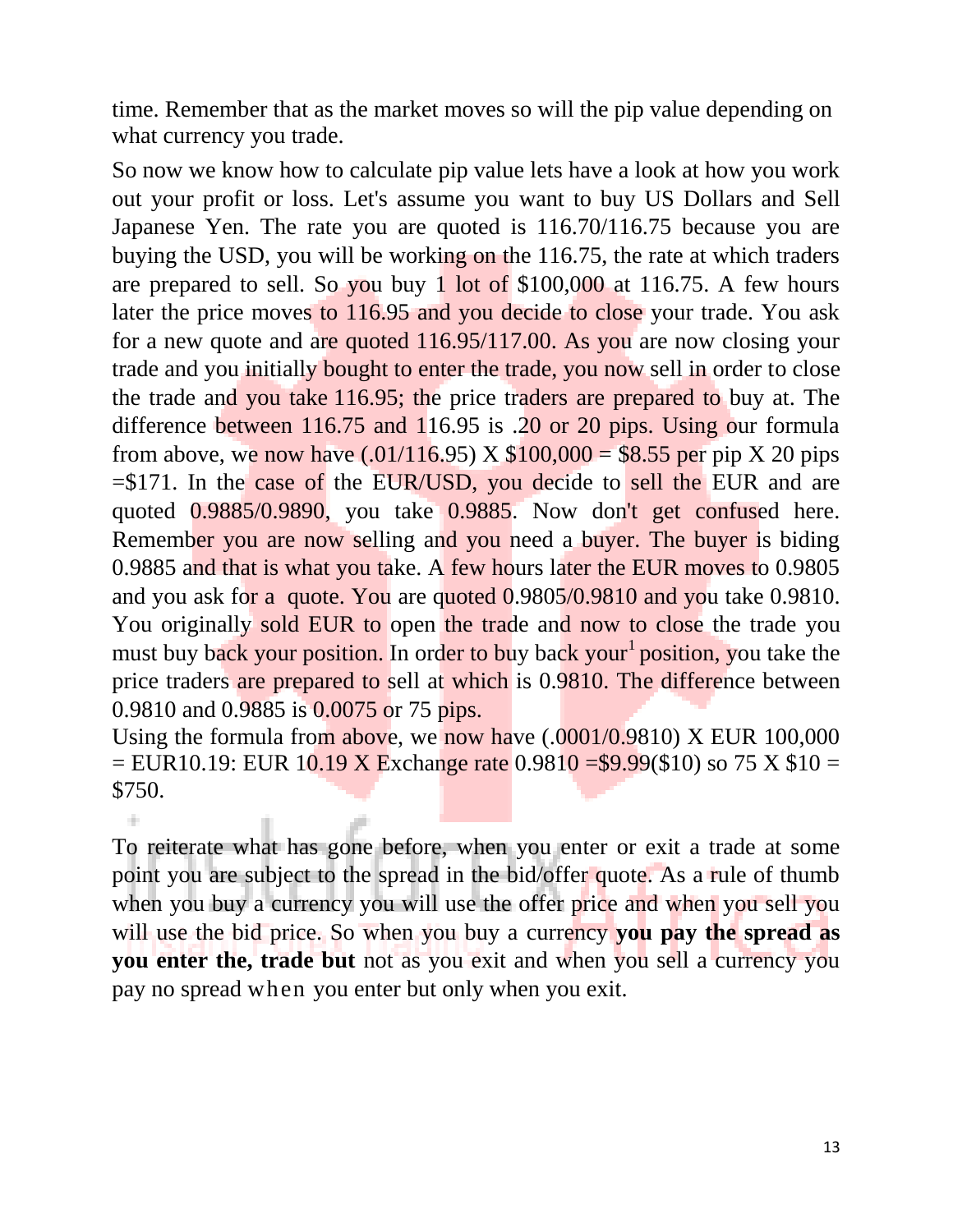time. Remember that as the market moves so will the pip value depending on what currency you trade.

So now we know how to calculate pip value lets have a look at how you work out your profit or loss. Let's assume you want to buy US Dollars and Sell Japanese Yen. The rate you are quoted is 116.70/116.75 because you are buying the USD, you will be working on the 116.75, the rate at which traders are prepared to sell. So you buy 1 lot of $100,000 at 116.75. A few hours later the price moves to 116.95 and you decide to close your trade. You ask for a new quote and are quoted 116.95/117.00. As you are now closing your trade and you initially bought to enter the trade, you now sell in order to close the trade and you take 116.95; the price traders are prepared to buy at. The difference between 116.75 and 116.95 is .20 or 20 pips. Using our formula from above, we now have (.01/116.95) X $100,000 = $8.55 per pip X 20 pips =$171. In the case of the EUR/USD, you decide to sell the EUR and are quoted 0.9885/0.9890, you take 0.9885. Now don't get confused here. Remember you are now selling and you need a buyer. The buyer is biding 0.9885 and that is what you take. A few hours later the EUR moves to 0.9805 and you ask for a quote. You are quoted 0.9805/0.9810 and you take 0.9810. You originally sold EUR to open the trade and now to close the trade you must buy back your position. In order to buy back your[1] position, you take the price traders are prepared to sell at which is 0.9810. The difference between 0.9810 and 0.9885 is 0.0075 or 75 pips.
Using the formula from above, we now have (.0001/0.9810) X EUR 100,000 = EUR10.19: EUR 10.19 X Exchange rate 0.9810 =$9.99($10) so 75 X $10 = $750.

To reiterate what has gone before, when you enter or exit a trade at some point you are subject to the spread in the bid/offer quote. As a rule of thumb when you buy a currency you will use the offer price and when you sell you will use the bid price. So when you buy a currency **you pay the spread as you enter the, trade but** not as you exit and when you sell a currency you pay no spread when you enter but only when you exit.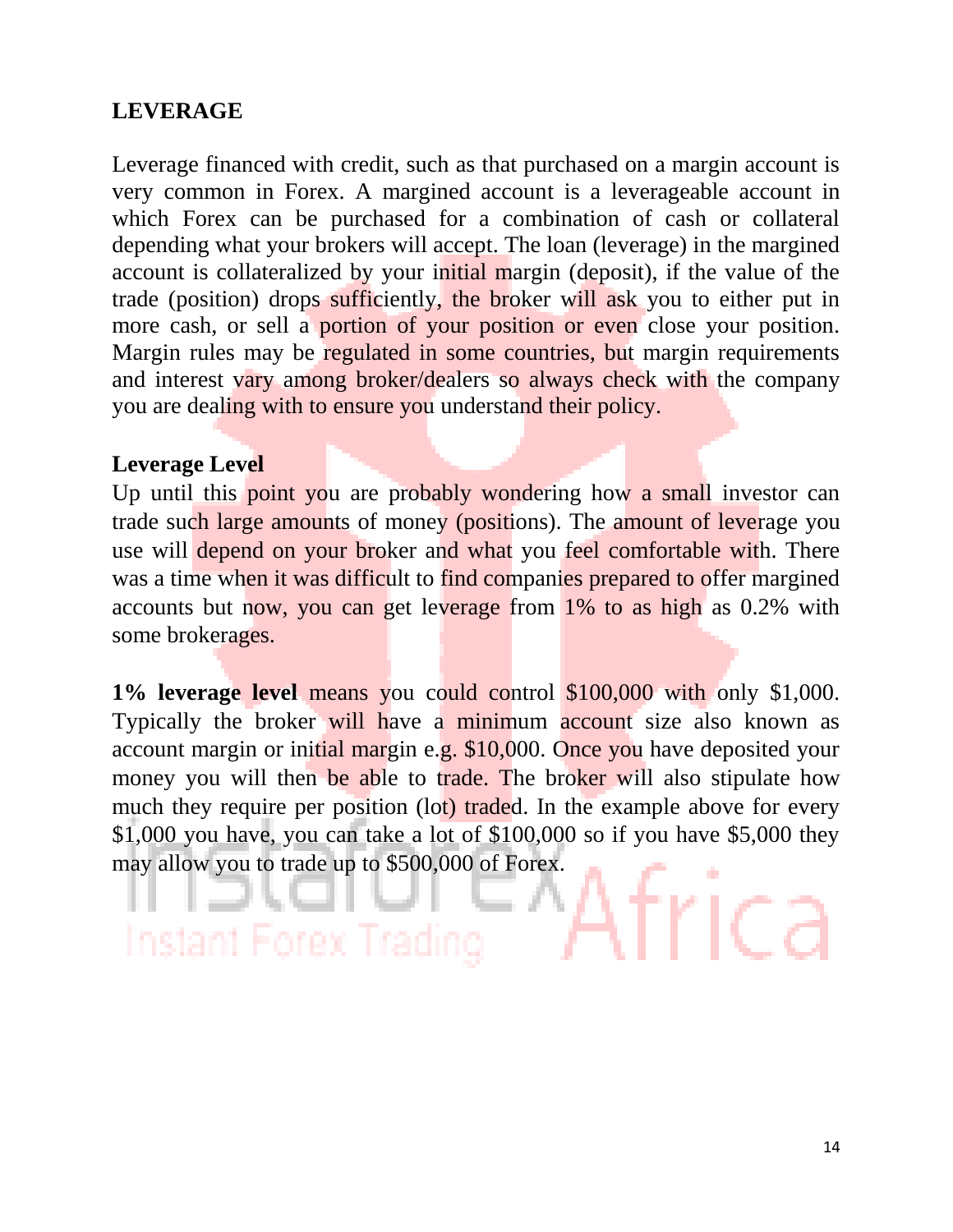## LEVERAGE

Leverage financed with credit, such as that purchased on a margin account is very common in Forex. A margined account is a leverageable account in which Forex can be purchased for a combination of cash or collateral depending what your brokers will accept. The loan (leverage) in the margined account is collateralized by your initial margin (deposit), if the value of the trade (position) drops sufficiently, the broker will ask you to either put in more cash, or sell a portion of your position or even close your position. Margin rules may be regulated in some countries, but margin requirements and interest vary among broker/dealers so always check with the company you are dealing with to ensure you understand their policy.

### Leverage Level

Up until this point you are probably wondering how a small investor can trade such large amounts of money (positions). The amount of leverage you use will depend on your broker and what you feel comfortable with. There was a time when it was difficult to find companies prepared to offer margined accounts but now, you can get leverage from 1% to as high as 0.2% with some brokerages.

**1% leverage level** means you could control $100,000 with only $1,000. Typically the broker will have a minimum account size also known as account margin or initial margin e.g. $10,000. Once you have deposited your money you will then be able to trade. The broker will also stipulate how much they require per position (lot) traded. In the example above for every $1,000 you have, you can take a lot of $100,000 so if you have $5,000 they may allow you to trade up to $500,000 of Forex.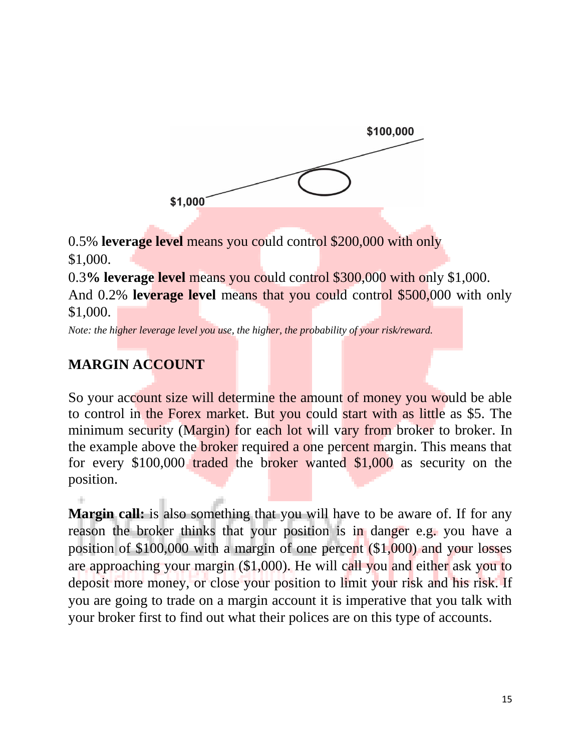$100,000

$1,000

0.5% **leverage level** means you could control $200,000 with only $1,000.

0.3**% leverage level** means you could control $300,000 with only $1,000.

And 0.2% **leverage level** means that you could control $500,000 with only $1,000.

*Note: the higher leverage level you use, the higher, the probability of your risk/reward.*

## MARGIN ACCOUNT

So your account size will determine the amount of money you would be able to control in the Forex market. But you could start with as little as $5. The minimum security (Margin) for each lot will vary from broker to broker. In the example above the broker required a one percent margin. This means that for every $100,000 traded the broker wanted $1,000 as security on the position.

**Margin call:** is also something that you will have to be aware of. If for any reason the broker thinks that your position is in danger e.g. you have a position of $100,000 with a margin of one percent ($1,000) and your losses are approaching your margin ($1,000). He will call you and either ask you to deposit more money, or close your position to limit your risk and his risk. If you are going to trade on a margin account it is imperative that you talk with your broker first to find out what their polices are on this type of accounts.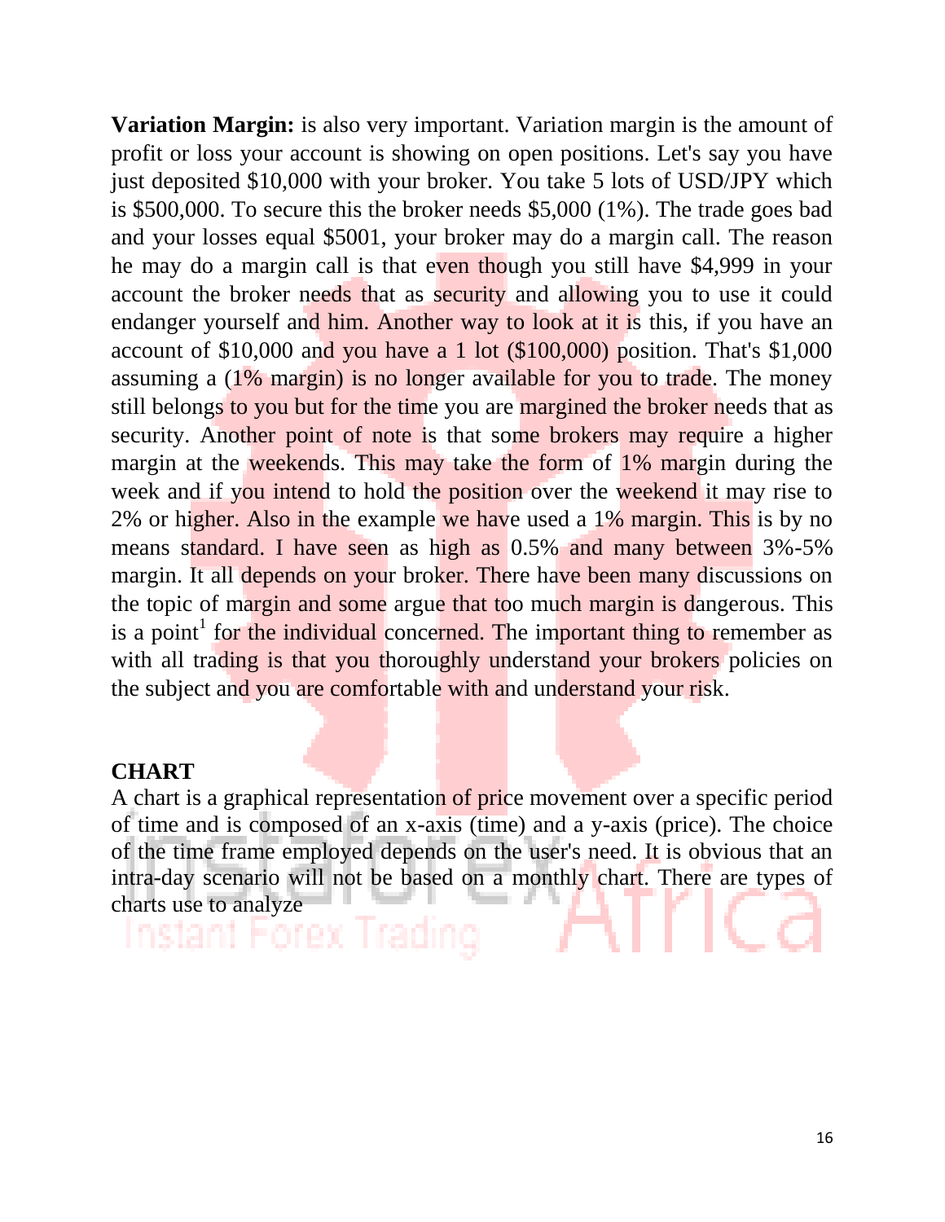**Variation Margin:** is also very important. Variation margin is the amount of profit or loss your account is showing on open positions. Let's say you have just deposited $10,000 with your broker. You take 5 lots of USD/JPY which is $500,000. To secure this the broker needs $5,000 (1%). The trade goes bad and your losses equal $5001, your broker may do a margin call. The reason he may do a margin call is that even though you still have $4,999 in your account the broker needs that as security and allowing you to use it could endanger yourself and him. Another way to look at it is this, if you have an account of $10,000 and you have a 1 lot ($100,000) position. That's $1,000 assuming a (1% margin) is no longer available for you to trade. The money still belongs to you but for the time you are margined the broker needs that as security. Another point of note is that some brokers may require a higher margin at the weekends. This may take the form of 1% margin during the week and if you intend to hold the position over the weekend it may rise to 2% or higher. Also in the example we have used a 1% margin. This is by no means standard. I have seen as high as 0.5% and many between 3%-5% margin. It all depends on your broker. There have been many discussions on the topic of margin and some argue that too much margin is dangerous. This is a point[1] for the individual concerned. The important thing to remember as with all trading is that you thoroughly understand your brokers policies on the subject and you are comfortable with and understand your risk.

**CHART**

A chart is a graphical representation of price movement over a specific period of time and is composed of an x-axis (time) and a y-axis (price). The choice of the time frame employed depends on the user's need. It is obvious that an intra-day scenario will not be based on a monthly chart. There are types of charts use to analyze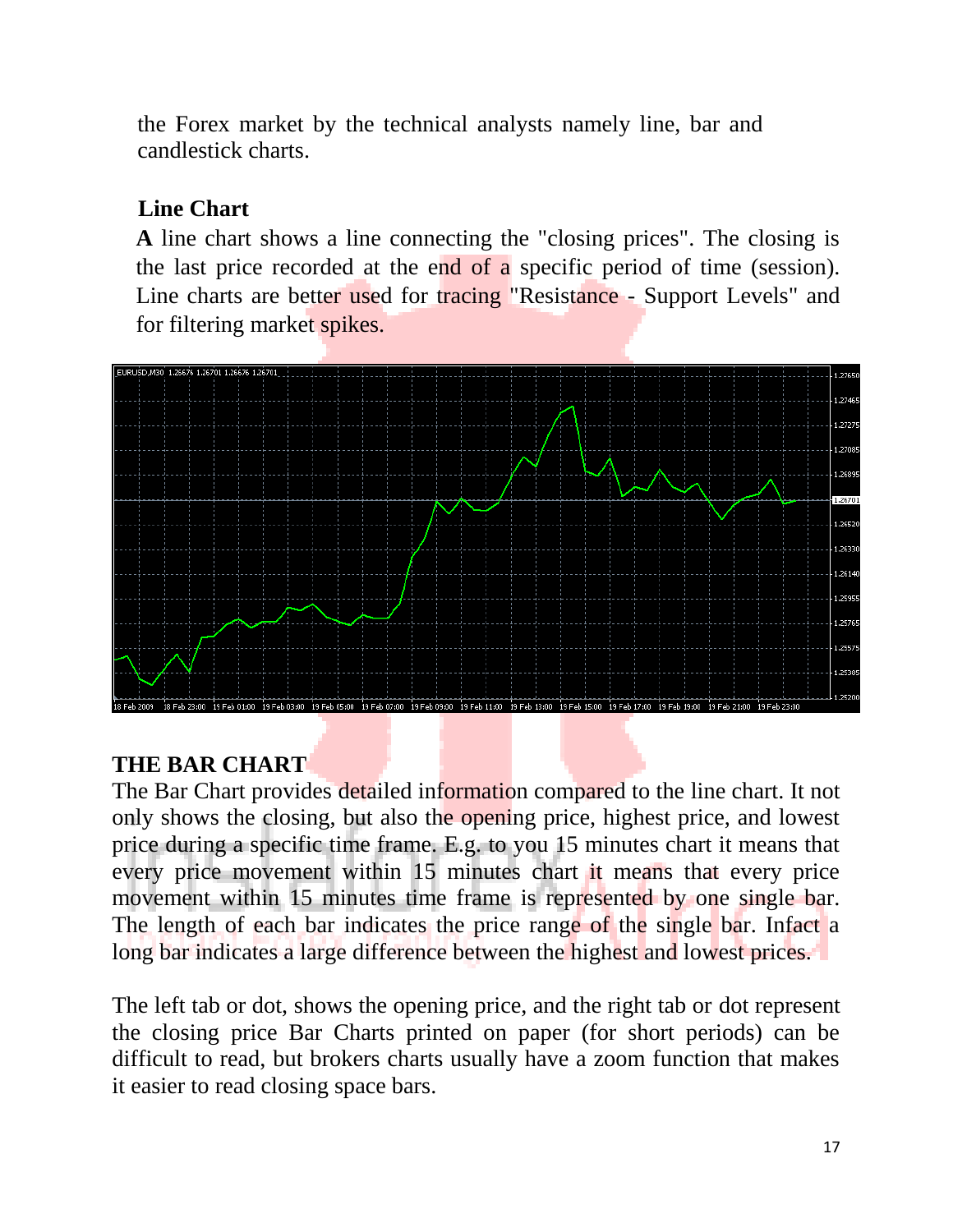the Forex market by the technical analysts namely line, bar and candlestick charts.

### Line Chart

**A** line chart shows a line connecting the "closing prices". The closing is the last price recorded at the end of a specific period of time (session). Line charts are better used for tracing "Resistance - Support Levels" and for filtering market spikes.

## THE BAR CHART

The Bar Chart provides detailed information compared to the line chart. It not only shows the closing, but also the opening price, highest price, and lowest price during a specific time frame. E.g. to you 15 minutes chart it means that every price movement within 15 minutes chart it means that every price movement within 15 minutes time frame is represented by one single bar. The length of each bar indicates the price range of the single bar. Infact a long bar indicates a large difference between the highest and lowest prices.

The left tab or dot, shows the opening price, and the right tab or dot represent the closing price Bar Charts printed on paper (for short periods) can be difficult to read, but brokers charts usually have a zoom function that makes it easier to read closing space bars.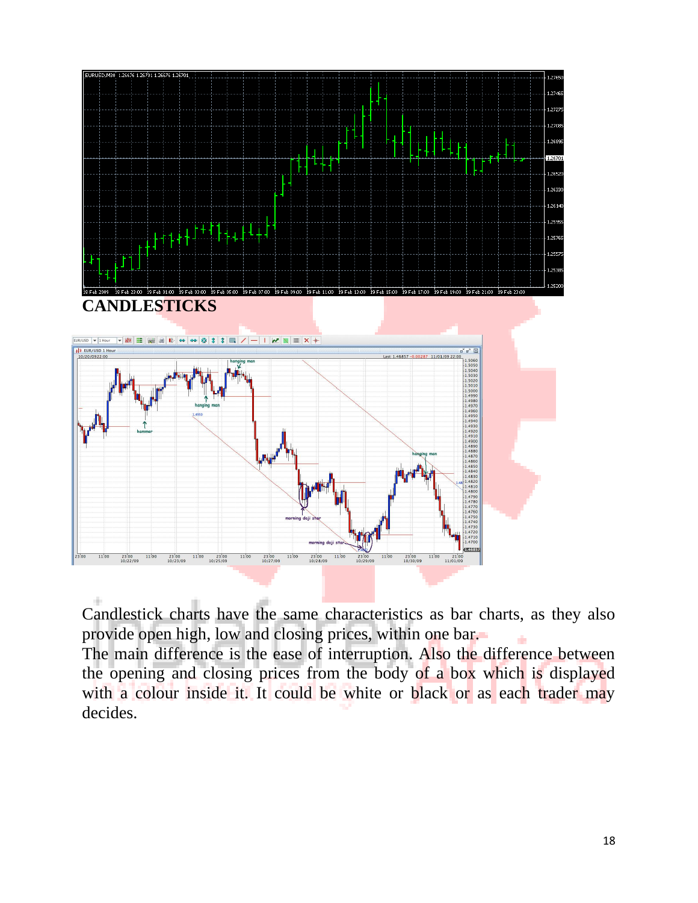## CANDLESTICKS

Candlestick charts have the same characteristics as bar charts, as they also provide open high, low and closing prices, within one bar.
The main difference is the ease of interruption. Also the difference between the opening and closing prices from the body of a box which is displayed with a colour inside it. It could be white or black or as each trader may decides.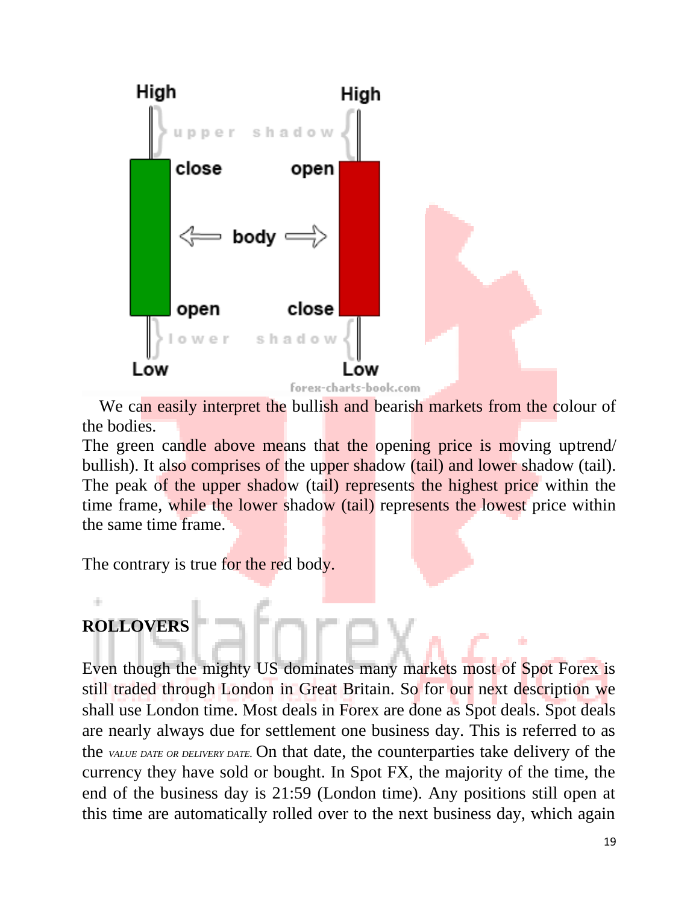We can easily interpret the bullish and bearish markets from the colour of the bodies.

The green candle above means that the opening price is moving uptrend/ bullish). It also comprises of the upper shadow (tail) and lower shadow (tail). The peak of the upper shadow (tail) represents the highest price within the time frame, while the lower shadow (tail) represents the lowest price within the same time frame.

The contrary is true for the red body.

## ROLLOVERS

Even though the mighty US dominates many markets most of Spot Forex is still traded through London in Great Britain. So for our next description we shall use London time. Most deals in Forex are done as Spot deals. Spot deals are nearly always due for settlement one business day. This is referred to as the *VALUE DATE OR DELIVERY DATE.* On that date, the counterparties take delivery of the currency they have sold or bought. In Spot FX, the majority of the time, the end of the business day is 21:59 (London time). Any positions still open at this time are automatically rolled over to the next business day, which again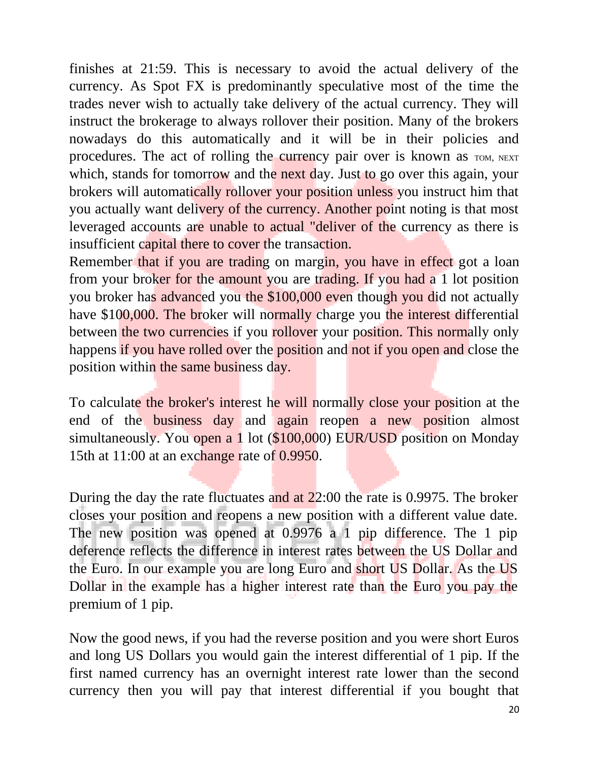finishes at 21:59. This is necessary to avoid the actual delivery of the currency. As Spot FX is predominantly speculative most of the time the trades never wish to actually take delivery of the actual currency. They will instruct the brokerage to always rollover their position. Many of the brokers nowadays do this automatically and it will be in their policies and procedures. The act of rolling the currency pair over is known as TOM, NEXT which, stands for tomorrow and the next day. Just to go over this again, your brokers will automatically rollover your position unless you instruct him that you actually want delivery of the currency. Another point noting is that most leveraged accounts are unable to actual "deliver of the currency as there is insufficient capital there to cover the transaction.
Remember that if you are trading on margin, you have in effect got a loan from your broker for the amount you are trading. If you had a 1 lot position you broker has advanced you the $100,000 even though you did not actually have $100,000. The broker will normally charge you the interest differential between the two currencies if you rollover your position. This normally only happens if you have rolled over the position and not if you open and close the position within the same business day.

To calculate the broker's interest he will normally close your position at the end of the business day and again reopen a new position almost simultaneously. You open a 1 lot ($100,000) EUR/USD position on Monday 15th at 11:00 at an exchange rate of 0.9950.

During the day the rate fluctuates and at 22:00 the rate is 0.9975. The broker closes your position and reopens a new position with a different value date. The new position was opened at 0.9976 a 1 pip difference. The 1 pip deference reflects the difference in interest rates between the US Dollar and the Euro. In our example you are long Euro and short US Dollar. As the US Dollar in the example has a higher interest rate than the Euro you pay the premium of 1 pip.

Now the good news, if you had the reverse position and you were short Euros and long US Dollars you would gain the interest differential of 1 pip. If the first named currency has an overnight interest rate lower than the second currency then you will pay that interest differential if you bought that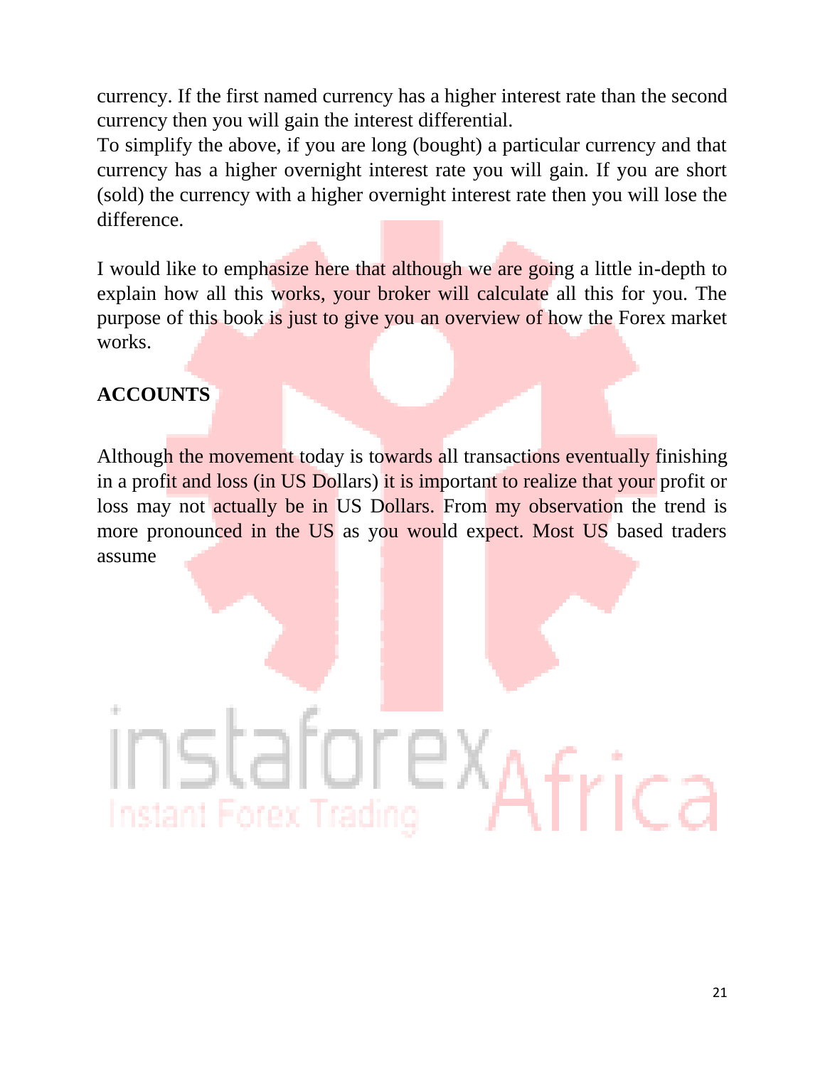currency. If the first named currency has a higher interest rate than the second currency then you will gain the interest differential.
To simplify the above, if you are long (bought) a particular currency and that currency has a higher overnight interest rate you will gain. If you are short (sold) the currency with a higher overnight interest rate then you will lose the difference.

I would like to emphasize here that although we are going a little in-depth to explain how all this works, your broker will calculate all this for you. The purpose of this book is just to give you an overview of how the Forex market works.

## ACCOUNTS

Although the movement today is towards all transactions eventually finishing in a profit and loss (in US Dollars) it is important to realize that your profit or loss may not actually be in US Dollars. From my observation the trend is more pronounced in the US as you would expect. Most US based traders assume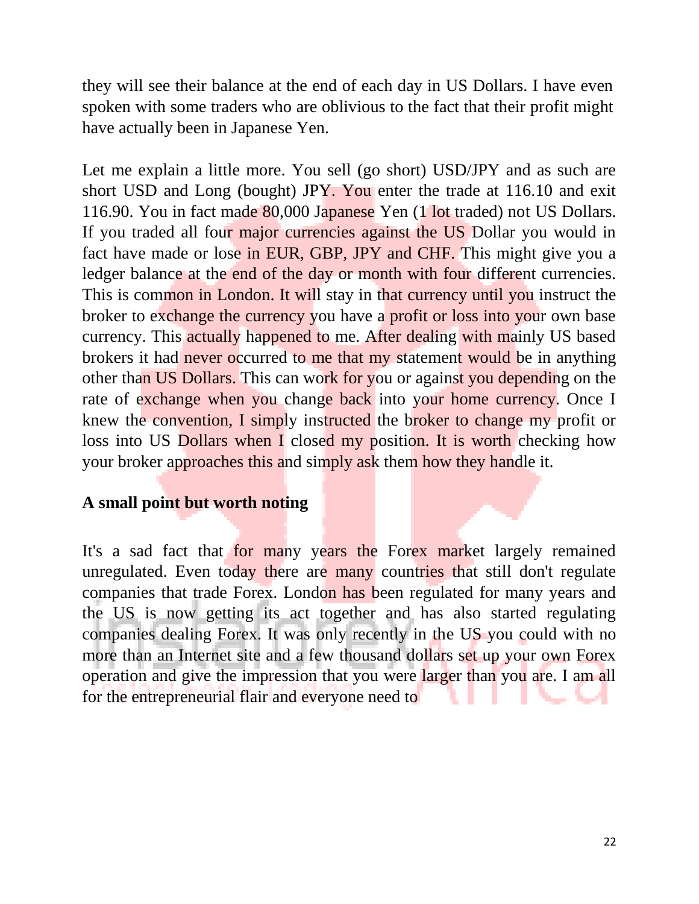they will see their balance at the end of each day in US Dollars. I have even spoken with some traders who are oblivious to the fact that their profit might have actually been in Japanese Yen.

Let me explain a little more. You sell (go short) USD/JPY and as such are short USD and Long (bought) JPY. You enter the trade at 116.10 and exit 116.90. You in fact made 80,000 Japanese Yen (1 lot traded) not US Dollars. If you traded all four major currencies against the US Dollar you would in fact have made or lose in EUR, GBP, JPY and CHF. This might give you a ledger balance at the end of the day or month with four different currencies. This is common in London. It will stay in that currency until you instruct the broker to exchange the currency you have a profit or loss into your own base currency. This actually happened to me. After dealing with mainly US based brokers it had never occurred to me that my statement would be in anything other than US Dollars. This can work for you or against you depending on the rate of exchange when you change back into your home currency. Once I knew the convention, I simply instructed the broker to change my profit or loss into US Dollars when I closed my position. It is worth checking how your broker approaches this and simply ask them how they handle it.

**A small point but worth noting**

It's a sad fact that for many years the Forex market largely remained unregulated. Even today there are many countries that still don't regulate companies that trade Forex. London has been regulated for many years and the US is now getting its act together and has also started regulating companies dealing Forex. It was only recently in the US you could with no more than an Internet site and a few thousand dollars set up your own Forex operation and give the impression that you were larger than you are. I am all for the entrepreneurial flair and everyone need to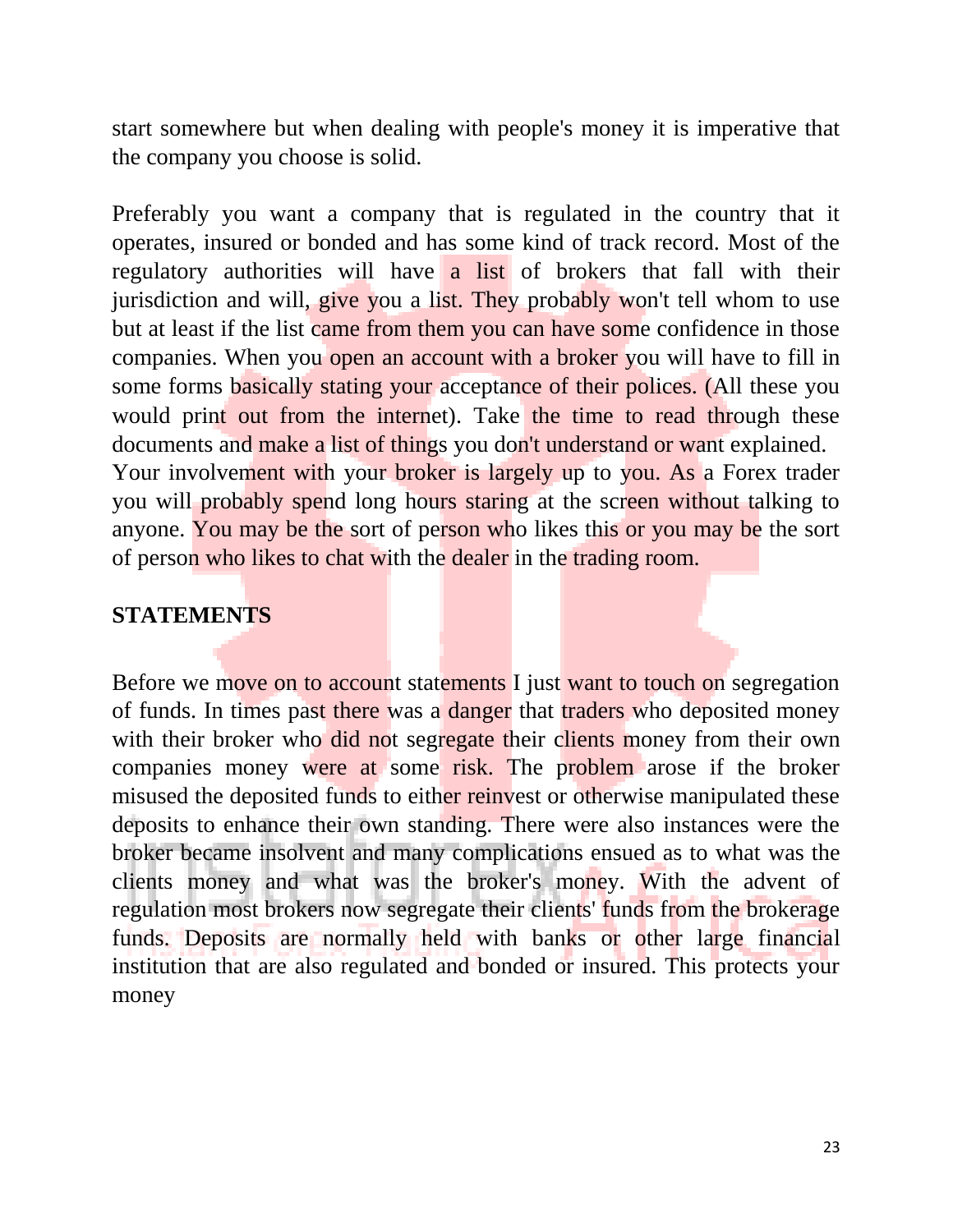start somewhere but when dealing with people's money it is imperative that the company you choose is solid.

Preferably you want a company that is regulated in the country that it operates, insured or bonded and has some kind of track record. Most of the regulatory authorities will have a list of brokers that fall with their jurisdiction and will, give you a list. They probably won't tell whom to use but at least if the list came from them you can have some confidence in those companies. When you open an account with a broker you will have to fill in some forms basically stating your acceptance of their polices. (All these you would print out from the internet). Take the time to read through these documents and make a list of things you don't understand or want explained.
Your involvement with your broker is largely up to you. As a Forex trader you will probably spend long hours staring at the screen without talking to anyone. You may be the sort of person who likes this or you may be the sort of person who likes to chat with the dealer in the trading room.

## STATEMENTS

Before we move on to account statements I just want to touch on segregation of funds. In times past there was a danger that traders who deposited money with their broker who did not segregate their clients money from their own companies money were at some risk. The problem arose if the broker misused the deposited funds to either reinvest or otherwise manipulated these deposits to enhance their own standing. There were also instances were the broker became insolvent and many complications ensued as to what was the clients money and what was the broker's money. With the advent of regulation most brokers now segregate their clients' funds from the brokerage funds. Deposits are normally held with banks or other large financial institution that are also regulated and bonded or insured. This protects your money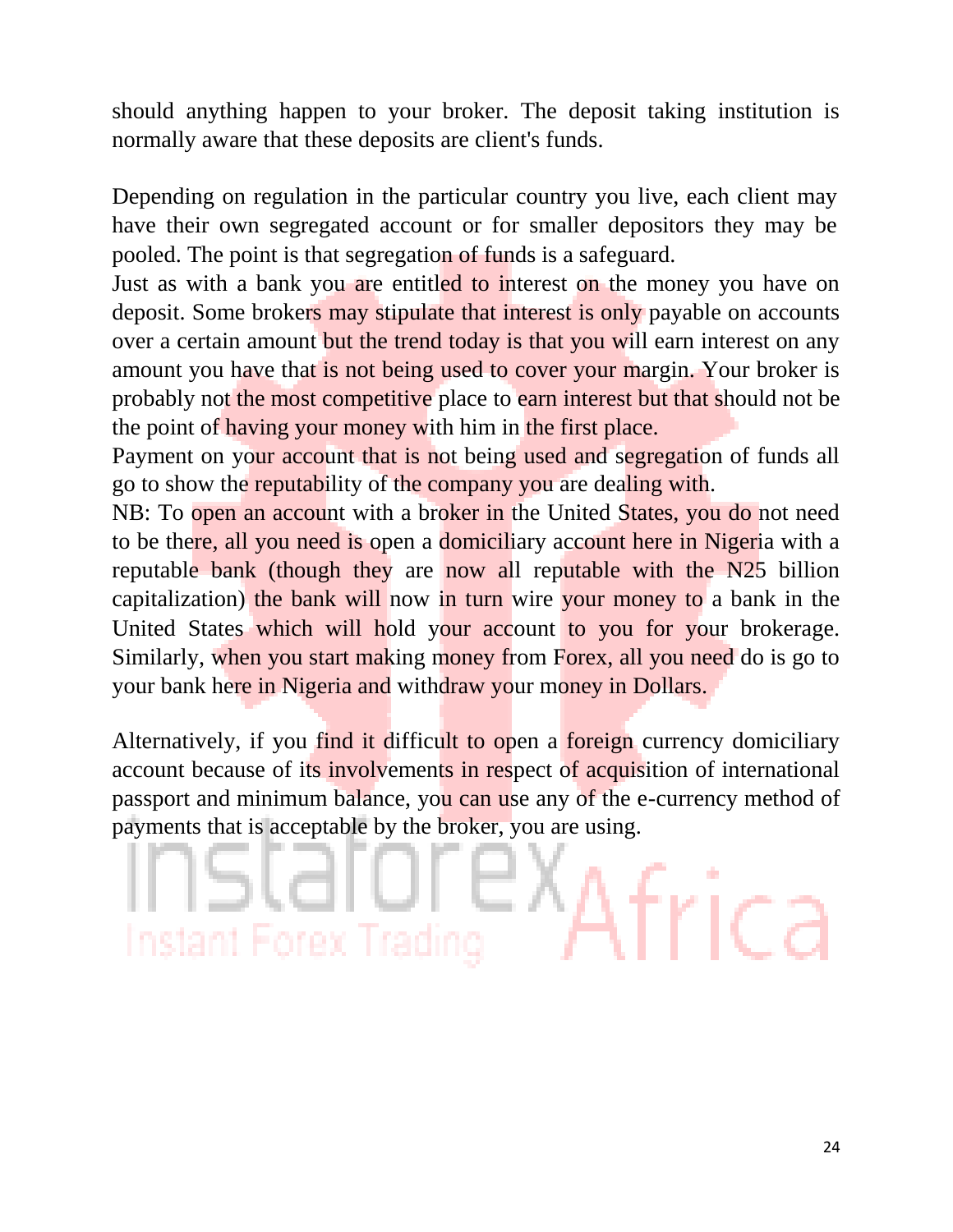should anything happen to your broker. The deposit taking institution is normally aware that these deposits are client's funds.

Depending on regulation in the particular country you live, each client may have their own segregated account or for smaller depositors they may be pooled. The point is that segregation of funds is a safeguard.

Just as with a bank you are entitled to interest on the money you have on deposit. Some brokers may stipulate that interest is only payable on accounts over a certain amount but the trend today is that you will earn interest on any amount you have that is not being used to cover your margin. Your broker is probably not the most competitive place to earn interest but that should not be the point of having your money with him in the first place.

Payment on your account that is not being used and segregation of funds all go to show the reputability of the company you are dealing with.

NB: To open an account with a broker in the United States, you do not need to be there, all you need is open a domiciliary account here in Nigeria with a reputable bank (though they are now all reputable with the N25 billion capitalization) the bank will now in turn wire your money to a bank in the United States which will hold your account to you for your brokerage. Similarly, when you start making money from Forex, all you need do is go to your bank here in Nigeria and withdraw your money in Dollars.

Alternatively, if you find it difficult to open a foreign currency domiciliary account because of its involvements in respect of acquisition of international passport and minimum balance, you can use any of the e-currency method of payments that is acceptable by the broker, you are using.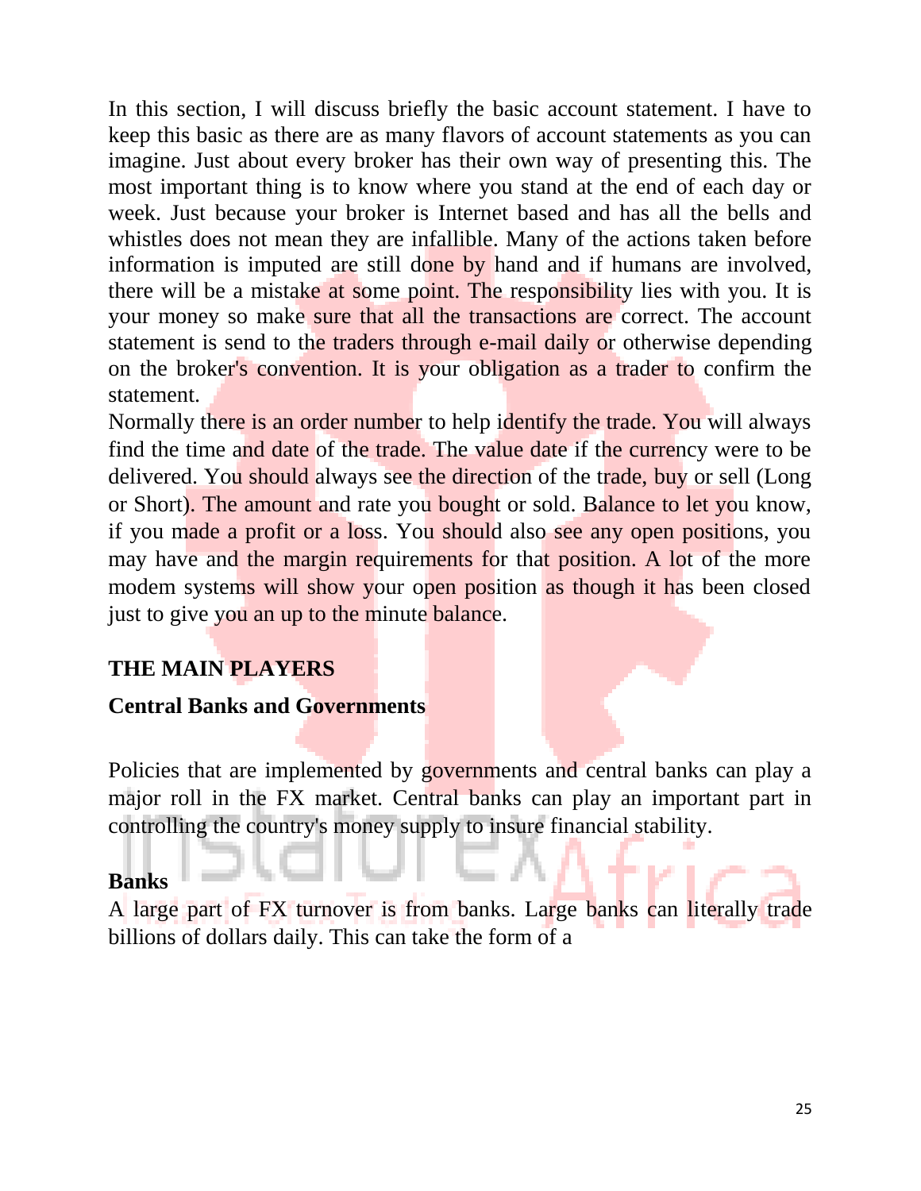In this section, I will discuss briefly the basic account statement. I have to keep this basic as there are as many flavors of account statements as you can imagine. Just about every broker has their own way of presenting this. The most important thing is to know where you stand at the end of each day or week. Just because your broker is Internet based and has all the bells and whistles does not mean they are infallible. Many of the actions taken before information is imputed are still done by hand and if humans are involved, there will be a mistake at some point. The responsibility lies with you. It is your money so make sure that all the transactions are correct. The account statement is send to the traders through e-mail daily or otherwise depending on the broker's convention. It is your obligation as a trader to confirm the statement.

Normally there is an order number to help identify the trade. You will always find the time and date of the trade. The value date if the currency were to be delivered. You should always see the direction of the trade, buy or sell (Long or Short). The amount and rate you bought or sold. Balance to let you know, if you made a profit or a loss. You should also see any open positions, you may have and the margin requirements for that position. A lot of the more modem systems will show your open position as though it has been closed just to give you an up to the minute balance.

## THE MAIN PLAYERS

### Central Banks and Governments

Policies that are implemented by governments and central banks can play a major roll in the FX market. Central banks can play an important part in controlling the country's money supply to insure financial stability.

### Banks

A large part of FX turnover is from banks. Large banks can literally trade billions of dollars daily. This can take the form of a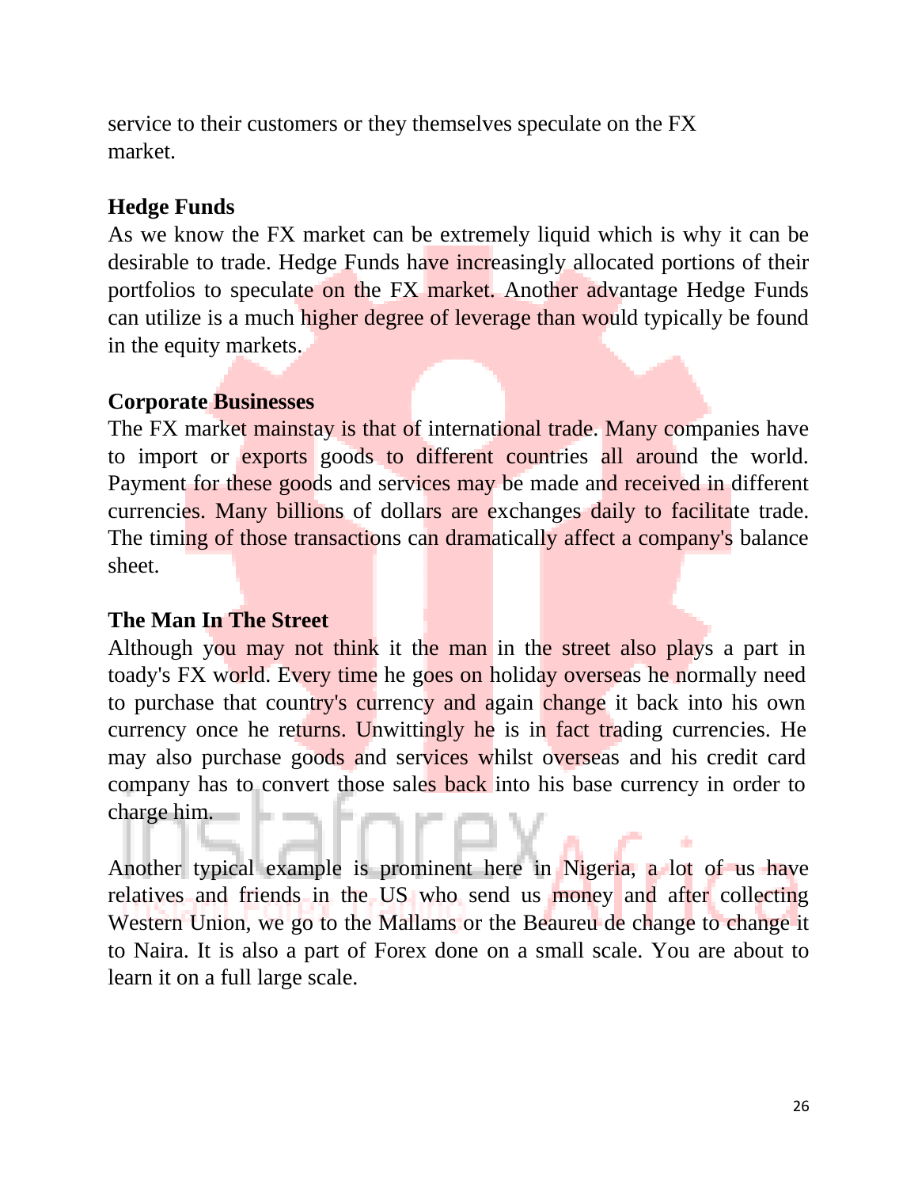service to their customers or they themselves speculate on the FX market.

**Hedge Funds**

As we know the FX market can be extremely liquid which is why it can be desirable to trade. Hedge Funds have increasingly allocated portions of their portfolios to speculate on the FX market. Another advantage Hedge Funds can utilize is a much higher degree of leverage than would typically be found in the equity markets.

**Corporate Businesses**

The FX market mainstay is that of international trade. Many companies have to import or exports goods to different countries all around the world. Payment for these goods and services may be made and received in different currencies. Many billions of dollars are exchanges daily to facilitate trade. The timing of those transactions can dramatically affect a company's balance sheet.

**The Man In The Street**

Although you may not think it the man in the street also plays a part in toady's FX world. Every time he goes on holiday overseas he normally need to purchase that country's currency and again change it back into his own currency once he returns. Unwittingly he is in fact trading currencies. He may also purchase goods and services whilst overseas and his credit card company has to convert those sales back into his base currency in order to charge him.

Another typical example is prominent here in Nigeria, a lot of us have relatives and friends in the US who send us money and after collecting Western Union, we go to the Mallams or the Beaureu de change to change it to Naira. It is also a part of Forex done on a small scale. You are about to learn it on a full large scale.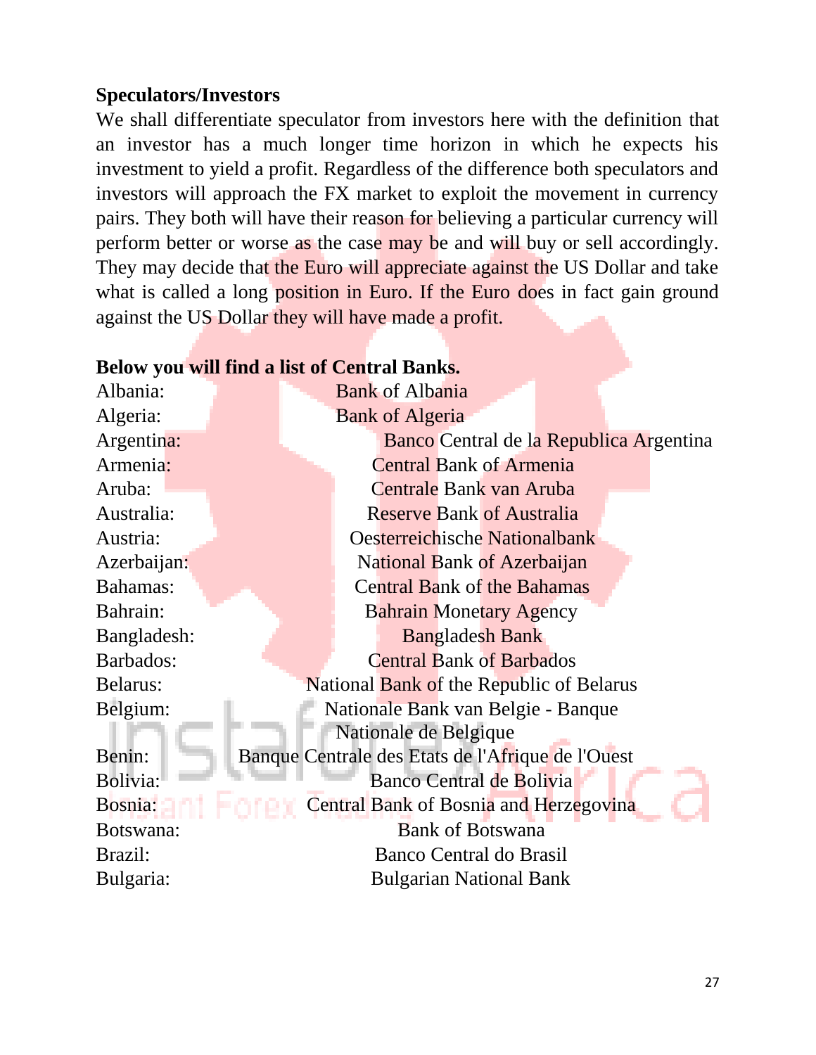**Speculators/Investors**

We shall differentiate speculator from investors here with the definition that an investor has a much longer time horizon in which he expects his investment to yield a profit. Regardless of the difference both speculators and investors will approach the FX market to exploit the movement in currency pairs. They both will have their reason for believing a particular currency will perform better or worse as the case may be and will buy or sell accordingly. They may decide that the Euro will appreciate against the US Dollar and take what is called a long position in Euro. If the Euro does in fact gain ground against the US Dollar they will have made a profit.

**Below you will find a list of Central Banks.**

| | |
|---|---|
| Albania: | Bank of Albania |
| Algeria: | Bank of Algeria |
| Argentina: | Banco Central de la Republica Argentina |
| Armenia: | Central Bank of Armenia |
| Aruba: | Centrale Bank van Aruba |
| Australia: | Reserve Bank of Australia |
| Austria: | Oesterreichische Nationalbank |
| Azerbaijan: | National Bank of Azerbaijan |
| Bahamas: | Central Bank of the Bahamas |
| Bahrain: | Bahrain Monetary Agency |
| Bangladesh: | Bangladesh Bank |
| Barbados: | Central Bank of Barbados |
| Belarus: | National Bank of the Republic of Belarus |
| Belgium: | Nationale Bank van Belgie - Banque Nationale de Belgique |
| Benin: | Banque Centrale des Etats de l'Afrique de l'Ouest |
| Bolivia: | Banco Central de Bolivia |
| Bosnia: | Central Bank of Bosnia and Herzegovina |
| Botswana: | Bank of Botswana |
| Brazil: | Banco Central do Brasil |
| Bulgaria: | Bulgarian National Bank |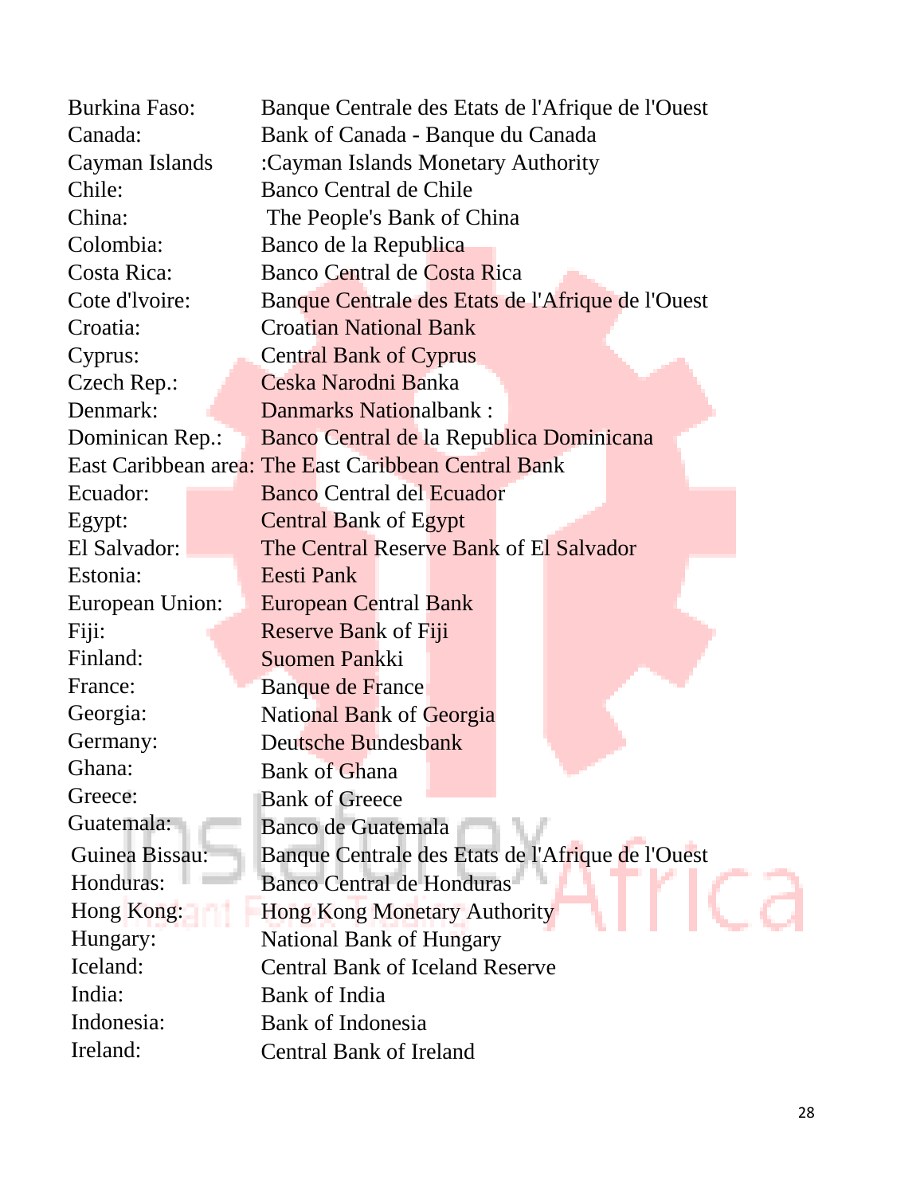| | |
|---|---|
| Burkina Faso: | Banque Centrale des Etats de l'Afrique de l'Ouest |
| Canada: | Bank of Canada - Banque du Canada |
| Cayman Islands | :Cayman Islands Monetary Authority |
| Chile: | Banco Central de Chile |
| China: | The People's Bank of China |
| Colombia: | Banco de la Republica |
| Costa Rica: | Banco Central de Costa Rica |
| Cote d'lvoire: | Banque Centrale des Etats de l'Afrique de l'Ouest |
| Croatia: | Croatian National Bank |
| Cyprus: | Central Bank of Cyprus |
| Czech Rep.: | Ceska Narodni Banka |
| Denmark: | Danmarks Nationalbank : |
| Dominican Rep.: | Banco Central de la Republica Dominicana |
| East Caribbean area: | The East Caribbean Central Bank |
| Ecuador: | Banco Central del Ecuador |
| Egypt: | Central Bank of Egypt |
| El Salvador: | The Central Reserve Bank of El Salvador |
| Estonia: | Eesti Pank |
| European Union: | European Central Bank |
| Fiji: | Reserve Bank of Fiji |
| Finland: | Suomen Pankki |
| France: | Banque de France |
| Georgia: | National Bank of Georgia |
| Germany: | Deutsche Bundesbank |
| Ghana: | Bank of Ghana |
| Greece: | Bank of Greece |
| Guatemala: | Banco de Guatemala |
| Guinea Bissau: | Banque Centrale des Etats de l'Afrique de l'Ouest |
| Honduras: | Banco Central de Honduras |
| Hong Kong: | Hong Kong Monetary Authority |
| Hungary: | National Bank of Hungary |
| Iceland: | Central Bank of Iceland Reserve |
| India: | Bank of India |
| Indonesia: | Bank of Indonesia |
| Ireland: | Central Bank of Ireland |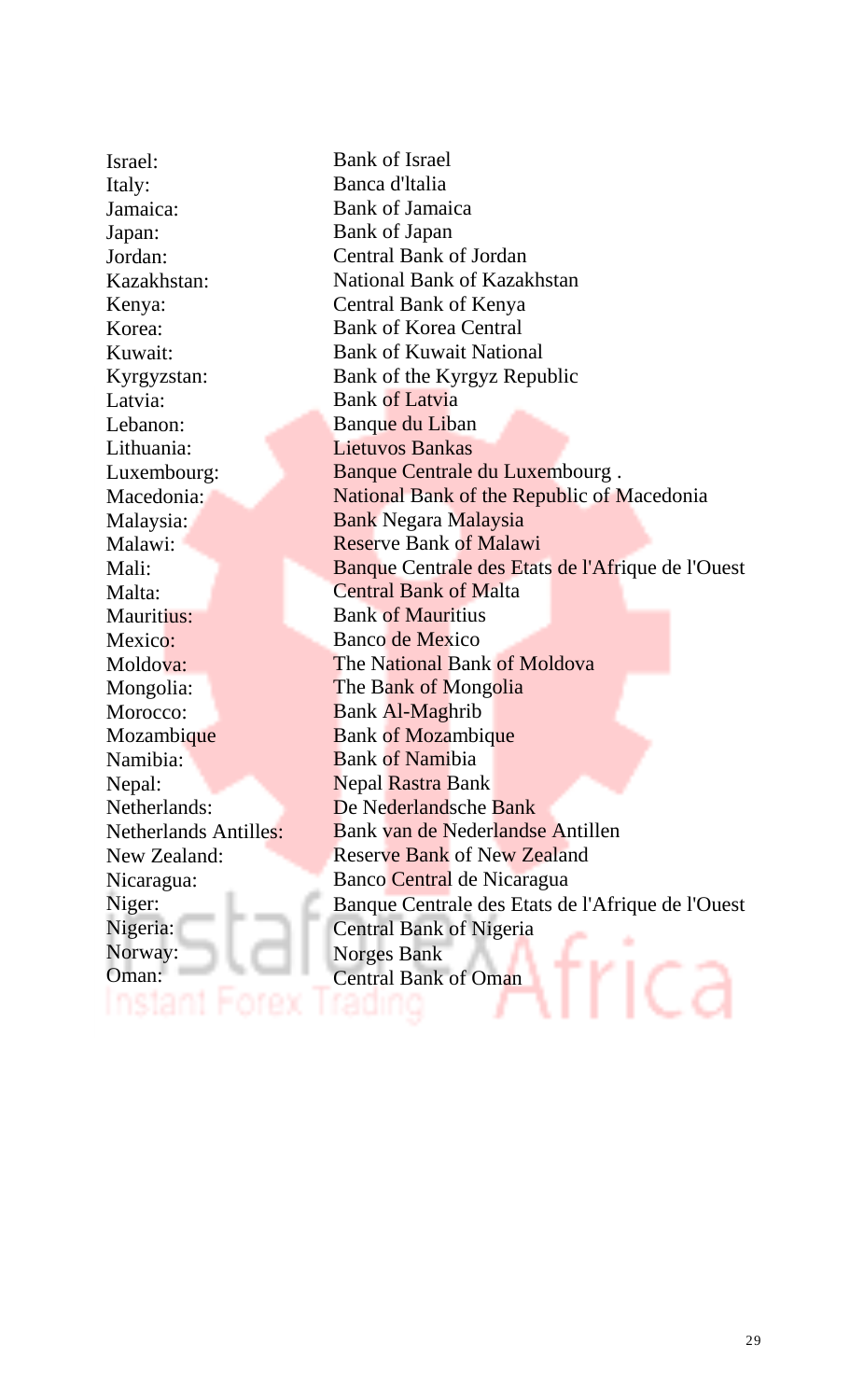| | |
|---|---|
| Israel: | Bank of Israel |
| Italy: | Banca d'ltalia |
| Jamaica: | Bank of Jamaica |
| Japan: | Bank of Japan |
| Jordan: | Central Bank of Jordan |
| Kazakhstan: | National Bank of Kazakhstan |
| Kenya: | Central Bank of Kenya |
| Korea: | Bank of Korea Central |
| Kuwait: | Bank of Kuwait National |
| Kyrgyzstan: | Bank of the Kyrgyz Republic |
| Latvia: | Bank of Latvia |
| Lebanon: | Banque du Liban |
| Lithuania: | Lietuvos Bankas |
| Luxembourg: | Banque Centrale du Luxembourg . |
| Macedonia: | National Bank of the Republic of Macedonia |
| Malaysia: | Bank Negara Malaysia |
| Malawi: | Reserve Bank of Malawi |
| Mali: | Banque Centrale des Etats de l'Afrique de l'Ouest |
| Malta: | Central Bank of Malta |
| Mauritius: | Bank of Mauritius |
| Mexico: | Banco de Mexico |
| Moldova: | The National Bank of Moldova |
| Mongolia: | The Bank of Mongolia |
| Morocco: | Bank Al-Maghrib |
| Mozambique | Bank of Mozambique |
| Namibia: | Bank of Namibia |
| Nepal: | Nepal Rastra Bank |
| Netherlands: | De Nederlandsche Bank |
| Netherlands Antilles: | Bank van de Nederlandse Antillen |
| New Zealand: | Reserve Bank of New Zealand |
| Nicaragua: | Banco Central de Nicaragua |
| Niger: | Banque Centrale des Etats de l'Afrique de l'Ouest |
| Nigeria: | Central Bank of Nigeria |
| Norway: | Norges Bank |
| Oman: | Central Bank of Oman |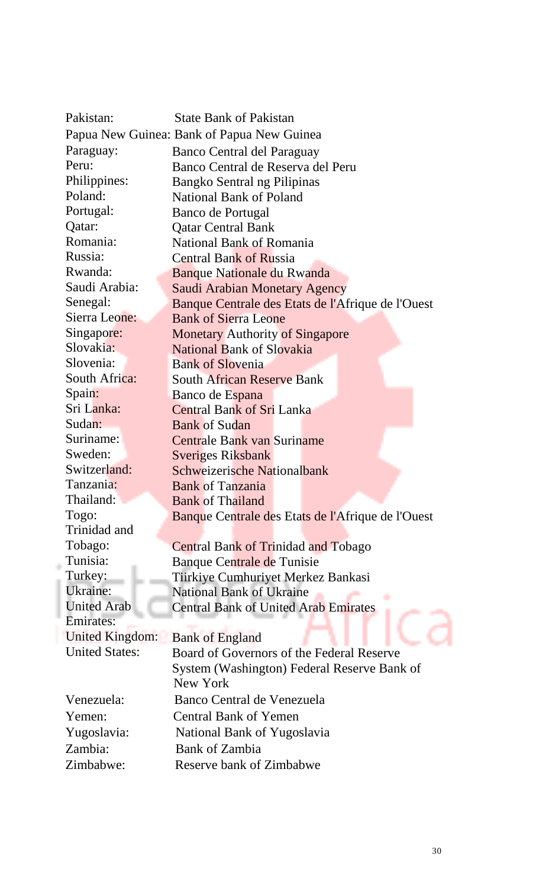| | |
|---|---|
| Pakistan: | State Bank of Pakistan |
| Papua New Guinea: | Bank of Papua New Guinea |
| Paraguay: | Banco Central del Paraguay |
| Peru: | Banco Central de Reserva del Peru |
| Philippines: | Bangko Sentral ng Pilipinas |
| Poland: | National Bank of Poland |
| Portugal: | Banco de Portugal |
| Qatar: | Qatar Central Bank |
| Romania: | National Bank of Romania |
| Russia: | Central Bank of Russia |
| Rwanda: | Banque Nationale du Rwanda |
| Saudi Arabia: | Saudi Arabian Monetary Agency |
| Senegal: | Banque Centrale des Etats de l'Afrique de l'Ouest |
| Sierra Leone: | Bank of Sierra Leone |
| Singapore: | Monetary Authority of Singapore |
| Slovakia: | National Bank of Slovakia |
| Slovenia: | Bank of Slovenia |
| South Africa: | South African Reserve Bank |
| Spain: | Banco de Espana |
| Sri Lanka: | Central Bank of Sri Lanka |
| Sudan: | Bank of Sudan |
| Suriname: | Centrale Bank van Suriname |
| Sweden: | Sveriges Riksbank |
| Switzerland: | Schweizerische Nationalbank |
| Tanzania: | Bank of Tanzania |
| Thailand: | Bank of Thailand |
| Togo: | Banque Centrale des Etats de l'Afrique de l'Ouest |
| Trinidad and Tobago: | Central Bank of Trinidad and Tobago |
| Tunisia: | Banque Centrale de Tunisie |
| Turkey: | Tiirkiye Cumhuriyet Merkez Bankasi |
| Ukraine: | National Bank of Ukraine |
| United Arab Emirates: | Central Bank of United Arab Emirates |
| United Kingdom: | Bank of England |
| United States: | Board of Governors of the Federal Reserve System (Washington) Federal Reserve Bank of New York |
| Venezuela: | Banco Central de Venezuela |
| Yemen: | Central Bank of Yemen |
| Yugoslavia: | National Bank of Yugoslavia |
| Zambia: | Bank of Zambia |
| Zimbabwe: | Reserve bank of Zimbabwe |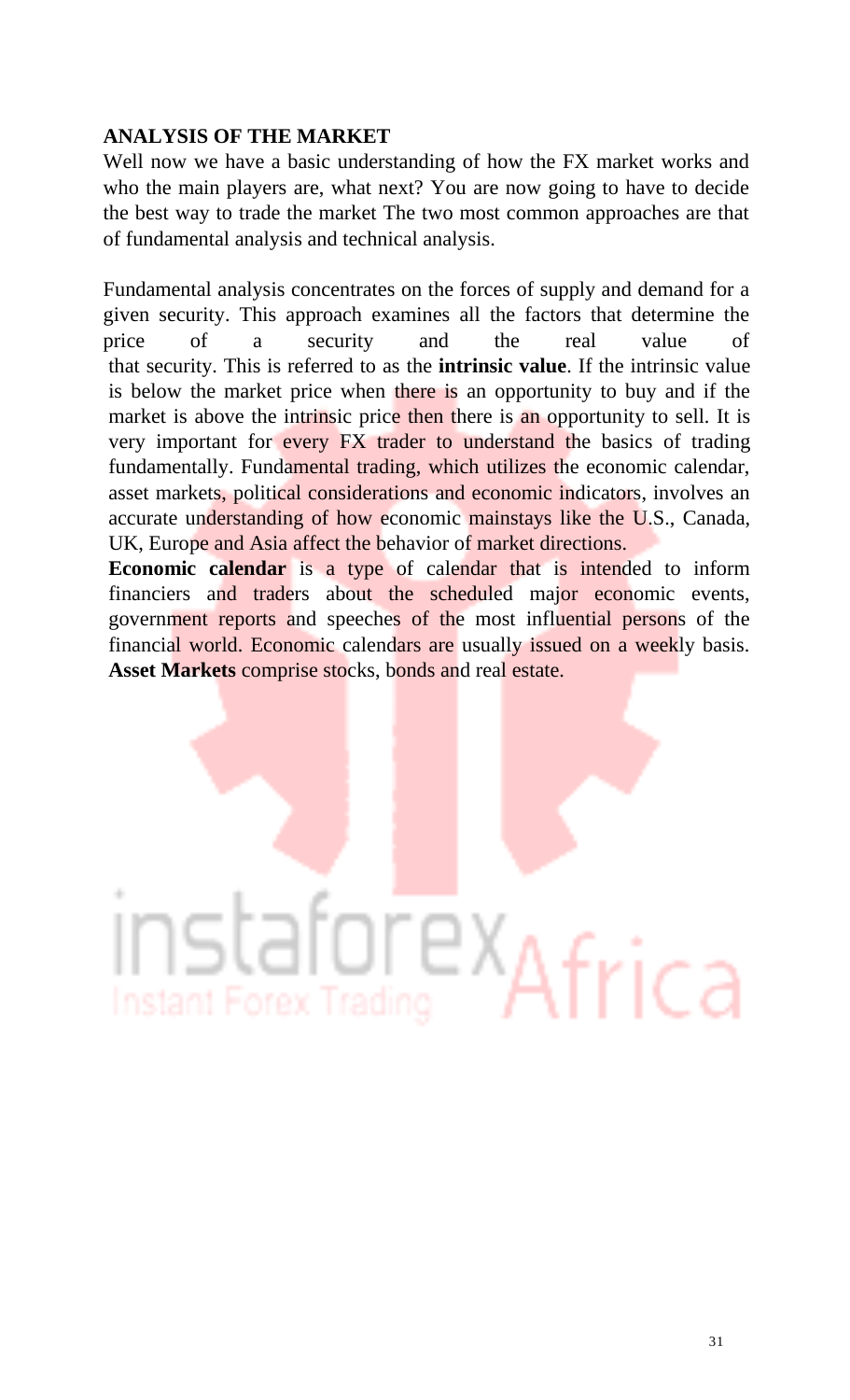## ANALYSIS OF THE MARKET

Well now we have a basic understanding of how the FX market works and who the main players are, what next? You are now going to have to decide the best way to trade the market The two most common approaches are that of fundamental analysis and technical analysis.

Fundamental analysis concentrates on the forces of supply and demand for a given security. This approach examines all the factors that determine the price of a security and the real value of that security. This is referred to as the **intrinsic value**. If the intrinsic value is below the market price when there is an opportunity to buy and if the market is above the intrinsic price then there is an opportunity to sell. It is very important for every FX trader to understand the basics of trading fundamentally. Fundamental trading, which utilizes the economic calendar, asset markets, political considerations and economic indicators, involves an accurate understanding of how economic mainstays like the U.S., Canada, UK, Europe and Asia affect the behavior of market directions.

**Economic calendar** is a type of calendar that is intended to inform financiers and traders about the scheduled major economic events, government reports and speeches of the most influential persons of the financial world. Economic calendars are usually issued on a weekly basis.

**Asset Markets** comprise stocks, bonds and real estate.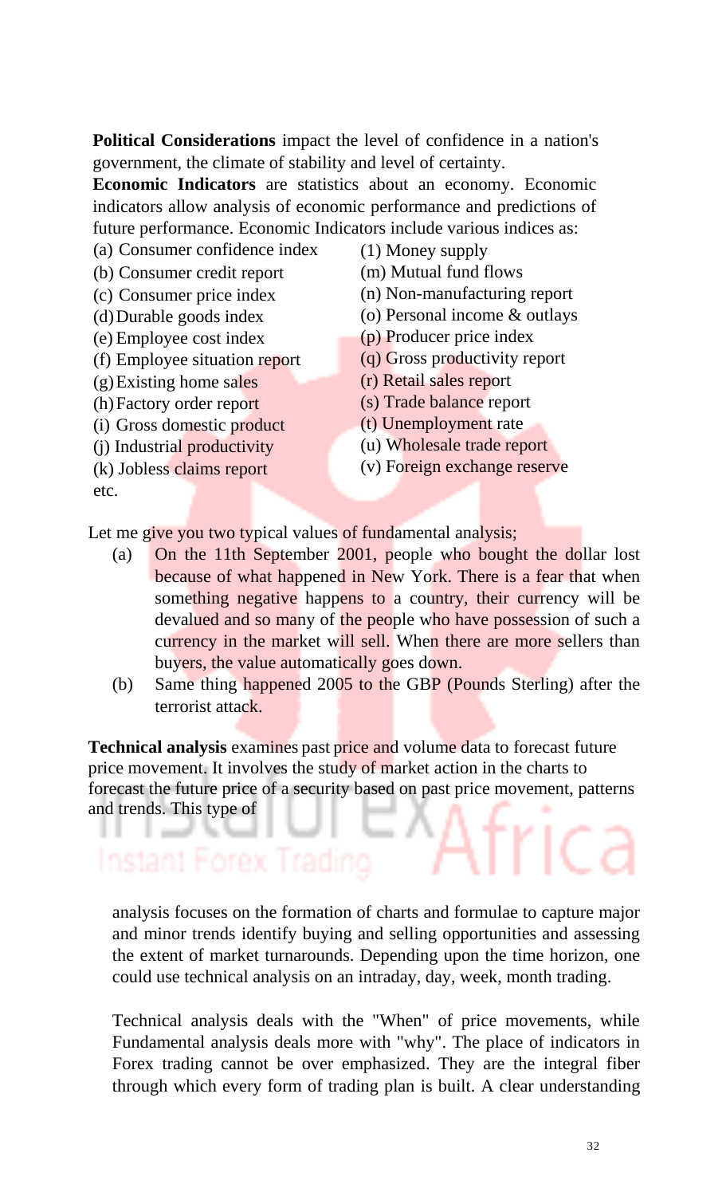**Political Considerations** impact the level of confidence in a nation's government, the climate of stability and level of certainty.

**Economic Indicators** are statistics about an economy. Economic indicators allow analysis of economic performance and predictions of future performance. Economic Indicators include various indices as:

(a) Consumer confidence index
(b) Consumer credit report
(c) Consumer price index
(d) Durable goods index
(e) Employee cost index
(f) Employee situation report
(g) Existing home sales
(h) Factory order report
(i) Gross domestic product
(j) Industrial productivity
(k) Jobless claims report
(l) Money supply
(m) Mutual fund flows
(n) Non-manufacturing report
(o) Personal income & outlays
(p) Producer price index
(q) Gross productivity report
(r) Retail sales report
(s) Trade balance report
(t) Unemployment rate
(u) Wholesale trade report
(v) Foreign exchange reserve

etc.

Let me give you two typical values of fundamental analysis;

(a) On the 11th September 2001, people who bought the dollar lost because of what happened in New York. There is a fear that when something negative happens to a country, their currency will be devalued and so many of the people who have possession of such a currency in the market will sell. When there are more sellers than buyers, the value automatically goes down.

(b) Same thing happened 2005 to the GBP (Pounds Sterling) after the terrorist attack.

**Technical analysis** examines past price and volume data to forecast future price movement. It involves the study of market action in the charts to forecast the future price of a security based on past price movement, patterns and trends. This type of analysis focuses on the formation of charts and formulae to capture major and minor trends identify buying and selling opportunities and assessing the extent of market turnarounds. Depending upon the time horizon, one could use technical analysis on an intraday, day, week, month trading.

Technical analysis deals with the "When" of price movements, while Fundamental analysis deals more with "why". The place of indicators in Forex trading cannot be over emphasized. They are the integral fiber through which every form of trading plan is built. A clear understanding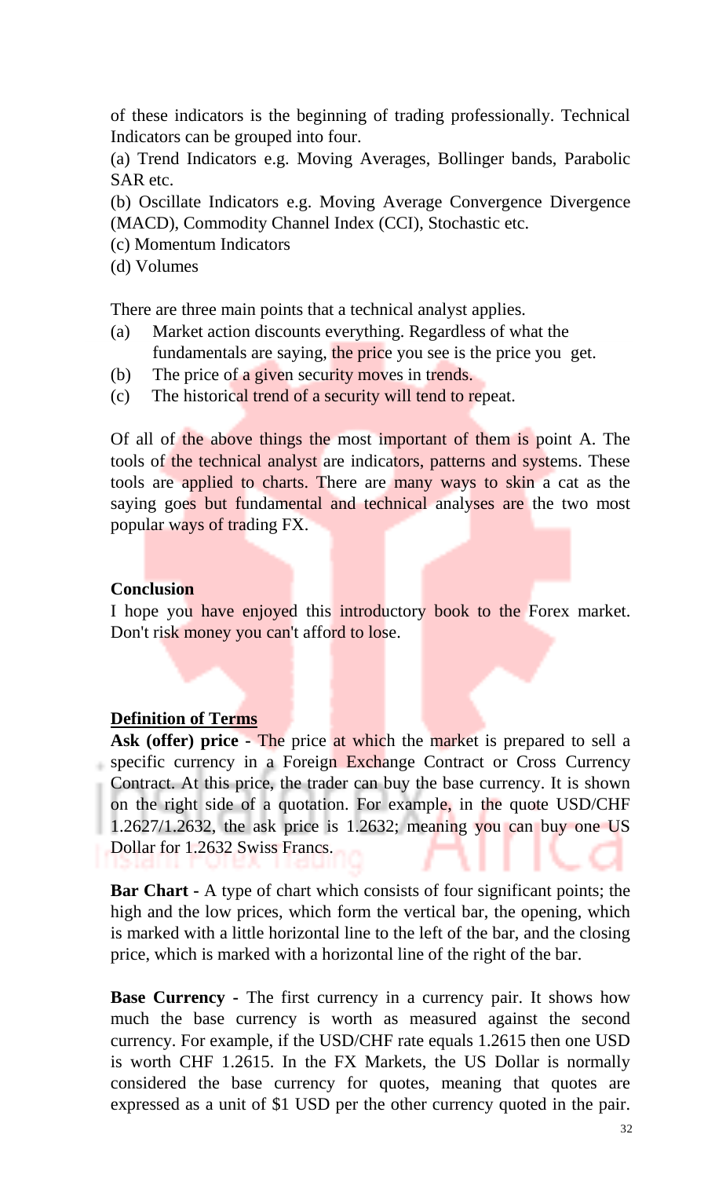of these indicators is the beginning of trading professionally. Technical Indicators can be grouped into four.

(a) Trend Indicators e.g. Moving Averages, Bollinger bands, Parabolic SAR etc.

(b) Oscillate Indicators e.g. Moving Average Convergence Divergence (MACD), Commodity Channel Index (CCI), Stochastic etc.

(c) Momentum Indicators

(d) Volumes

There are three main points that a technical analyst applies.

(a) Market action discounts everything. Regardless of what the fundamentals are saying, the price you see is the price you get.
(b) The price of a given security moves in trends.
(c) The historical trend of a security will tend to repeat.

Of all of the above things the most important of them is point A. The tools of the technical analyst are indicators, patterns and systems. These tools are applied to charts. There are many ways to skin a cat as the saying goes but fundamental and technical analyses are the two most popular ways of trading FX.

**Conclusion**

I hope you have enjoyed this introductory book to the Forex market. Don't risk money you can't afford to lose.

**Definition of Terms**

**Ask (offer) price** - The price at which the market is prepared to sell a specific currency in a Foreign Exchange Contract or Cross Currency Contract. At this price, the trader can buy the base currency. It is shown on the right side of a quotation. For example, in the quote USD/CHF 1.2627/1.2632, the ask price is 1.2632; meaning you can buy one US Dollar for 1.2632 Swiss Francs.

**Bar Chart** - A type of chart which consists of four significant points; the high and the low prices, which form the vertical bar, the opening, which is marked with a little horizontal line to the left of the bar, and the closing price, which is marked with a horizontal line of the right of the bar.

**Base Currency** - The first currency in a currency pair. It shows how much the base currency is worth as measured against the second currency. For example, if the USD/CHF rate equals 1.2615 then one USD is worth CHF 1.2615. In the FX Markets, the US Dollar is normally considered the base currency for quotes, meaning that quotes are expressed as a unit of $1 USD per the other currency quoted in the pair.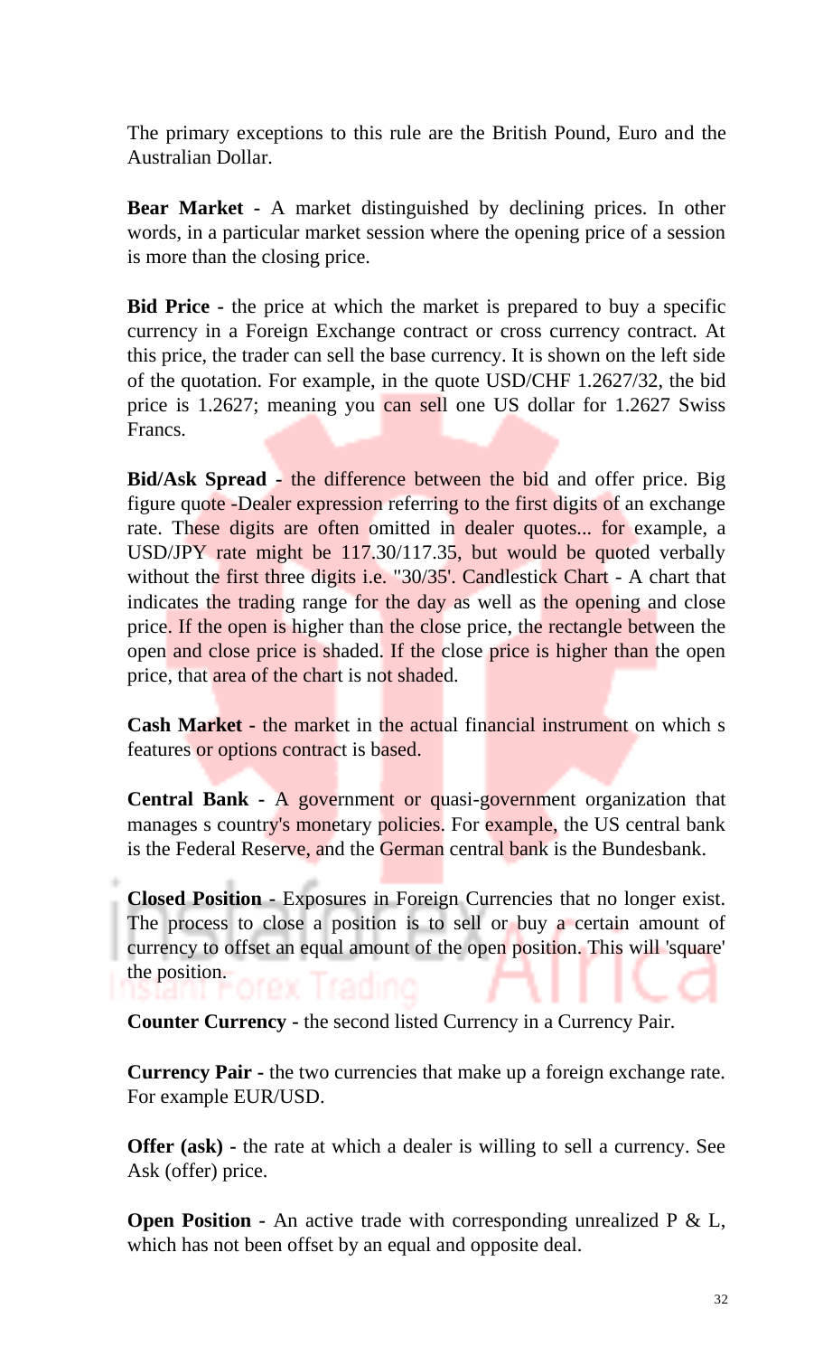The primary exceptions to this rule are the British Pound, Euro and the Australian Dollar.

**Bear Market -** A market distinguished by declining prices. In other words, in a particular market session where the opening price of a session is more than the closing price.

**Bid Price -** the price at which the market is prepared to buy a specific currency in a Foreign Exchange contract or cross currency contract. At this price, the trader can sell the base currency. It is shown on the left side of the quotation. For example, in the quote USD/CHF 1.2627/32, the bid price is 1.2627; meaning you can sell one US dollar for 1.2627 Swiss Francs.

**Bid/Ask Spread -** the difference between the bid and offer price. Big figure quote -Dealer expression referring to the first digits of an exchange rate. These digits are often omitted in dealer quotes... for example, a USD/JPY rate might be 117.30/117.35, but would be quoted verbally without the first three digits i.e. "30/35'. Candlestick Chart - A chart that indicates the trading range for the day as well as the opening and close price. If the open is higher than the close price, the rectangle between the open and close price is shaded. If the close price is higher than the open price, that area of the chart is not shaded.

**Cash Market -** the market in the actual financial instrument on which s features or options contract is based.

**Central Bank -** A government or quasi-government organization that manages s country's monetary policies. For example, the US central bank is the Federal Reserve, and the German central bank is the Bundesbank.

**Closed Position -** Exposures in Foreign Currencies that no longer exist. The process to close a position is to sell or buy a certain amount of currency to offset an equal amount of the open position. This will 'square' the position.

**Counter Currency -** the second listed Currency in a Currency Pair.

**Currency Pair -** the two currencies that make up a foreign exchange rate. For example EUR/USD.

**Offer (ask) -** the rate at which a dealer is willing to sell a currency. See Ask (offer) price.

**Open Position -** An active trade with corresponding unrealized P & L, which has not been offset by an equal and opposite deal.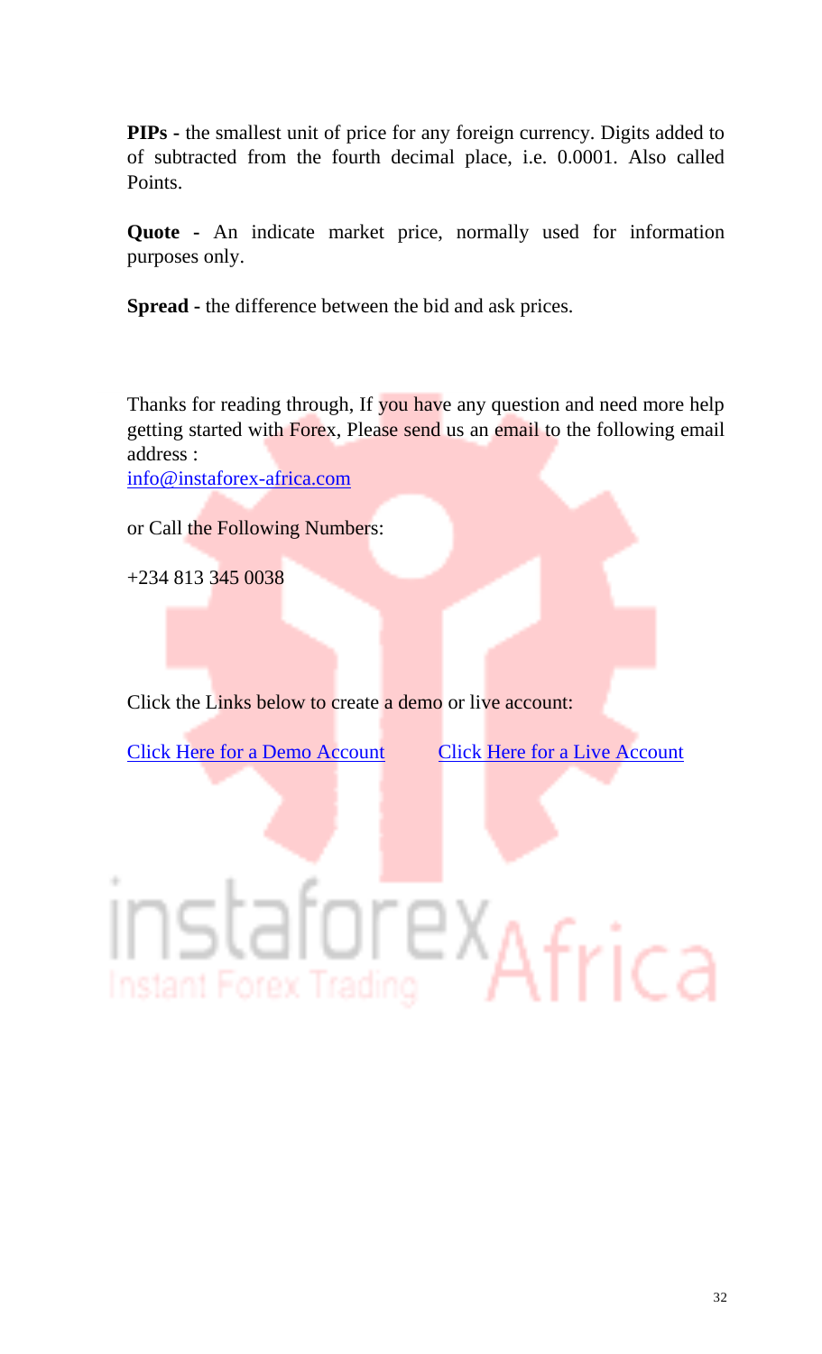**PIPs -** the smallest unit of price for any foreign currency. Digits added to of subtracted from the fourth decimal place, i.e. 0.0001. Also called Points.

**Quote -** An indicate market price, normally used for information purposes only.

**Spread -** the difference between the bid and ask prices.

Thanks for reading through, If you have any question and need more help getting started with Forex, Please send us an email to the following email address :
info@instaforex-africa.com

or Call the Following Numbers:

+234 813 345 0038

Click the Links below to create a demo or live account:

Click Here for a Demo Account    Click Here for a Live Account

instaforex Africa
Instant Forex Trading